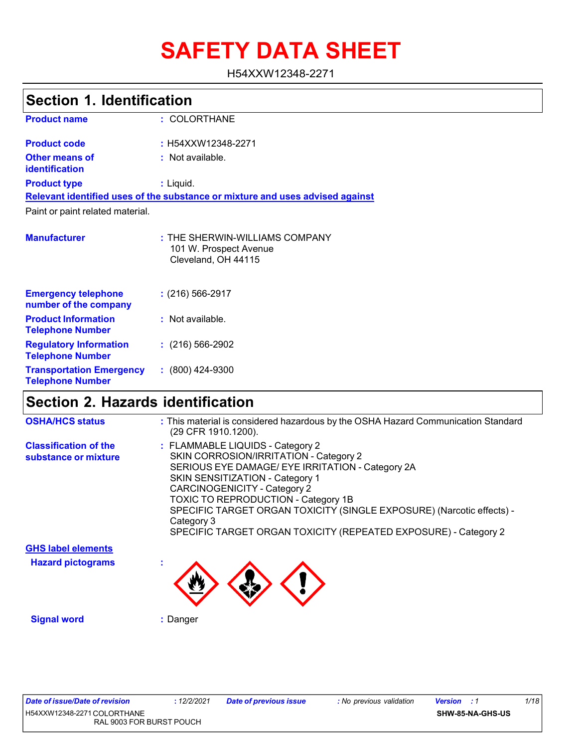# SAFETY DATA SHEET

H54XXW12348-2271

## Section 1. Identification

| | |
|---|---|
| **Product name** | : COLORTHANE |
| **Product code** | : H54XXW12348-2271 |
| **Other means of identification** | : Not available. |
| **Product type** | : Liquid. |

**Relevant identified uses of the substance or mixture and uses advised against**

Paint or paint related material.

| | |
|---|---|
| **Manufacturer** | : THE SHERWIN-WILLIAMS COMPANY<br>101 W. Prospect Avenue<br>Cleveland, OH 44115 |
| **Emergency telephone number of the company** | : (216) 566-2917 |
| **Product Information Telephone Number** | : Not available. |
| **Regulatory Information Telephone Number** | : (216) 566-2902 |
| **Transportation Emergency Telephone Number** | : (800) 424-9300 |

## Section 2. Hazards identification

| | |
|---|---|
| **OSHA/HCS status** | : This material is considered hazardous by the OSHA Hazard Communication Standard (29 CFR 1910.1200). |
| **Classification of the substance or mixture** | : FLAMMABLE LIQUIDS - Category 2<br>SKIN CORROSION/IRRITATION - Category 2<br>SERIOUS EYE DAMAGE/ EYE IRRITATION - Category 2A<br>SKIN SENSITIZATION - Category 1<br>CARCINOGENICITY - Category 2<br>TOXIC TO REPRODUCTION - Category 1B<br>SPECIFIC TARGET ORGAN TOXICITY (SINGLE EXPOSURE) (Narcotic effects) - Category 3<br>SPECIFIC TARGET ORGAN TOXICITY (REPEATED EXPOSURE) - Category 2 |

**GHS label elements**

**Hazard pictograms** :

**Signal word** : Danger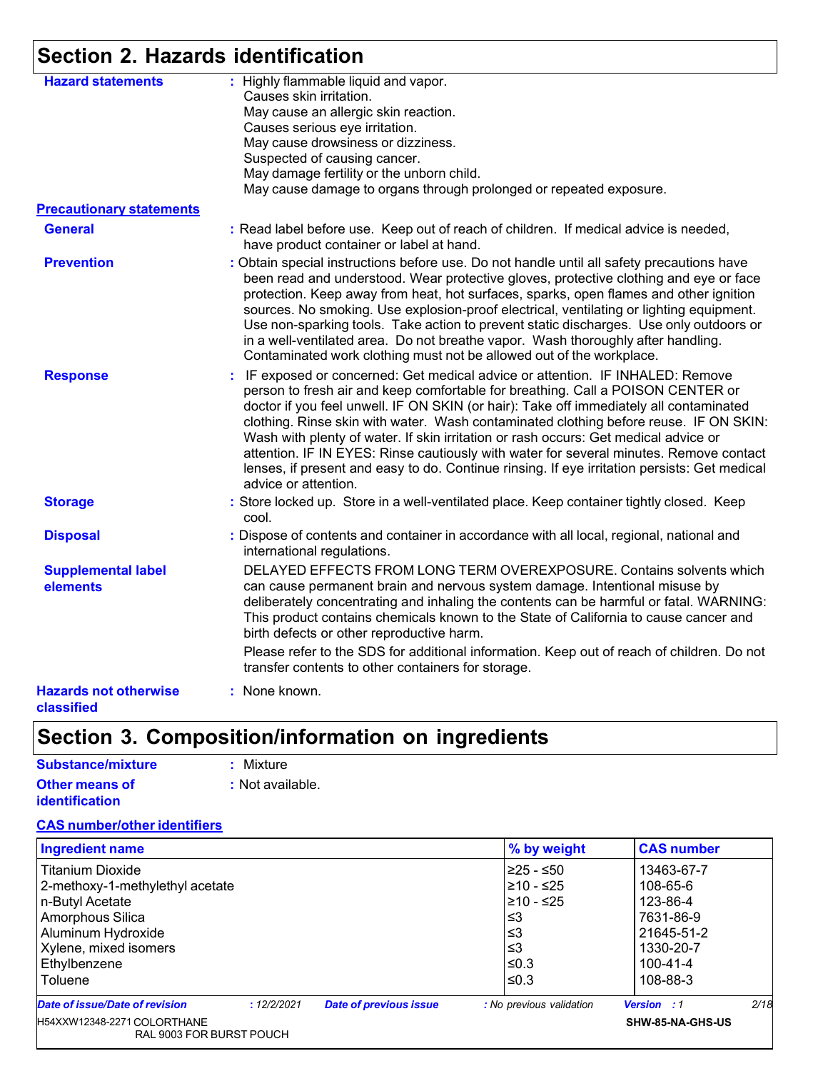## Section 2. Hazards identification

**Hazard statements** : Highly flammable liquid and vapor.
Causes skin irritation.
May cause an allergic skin reaction.
Causes serious eye irritation.
May cause drowsiness or dizziness.
Suspected of causing cancer.
May damage fertility or the unborn child.
May cause damage to organs through prolonged or repeated exposure.

**Precautionary statements**

**General** : Read label before use. Keep out of reach of children. If medical advice is needed, have product container or label at hand.

**Prevention** : Obtain special instructions before use. Do not handle until all safety precautions have been read and understood. Wear protective gloves, protective clothing and eye or face protection. Keep away from heat, hot surfaces, sparks, open flames and other ignition sources. No smoking. Use explosion-proof electrical, ventilating or lighting equipment. Use non-sparking tools. Take action to prevent static discharges. Use only outdoors or in a well-ventilated area. Do not breathe vapor. Wash thoroughly after handling. Contaminated work clothing must not be allowed out of the workplace.

**Response** : IF exposed or concerned: Get medical advice or attention. IF INHALED: Remove person to fresh air and keep comfortable for breathing. Call a POISON CENTER or doctor if you feel unwell. IF ON SKIN (or hair): Take off immediately all contaminated clothing. Rinse skin with water. Wash contaminated clothing before reuse. IF ON SKIN: Wash with plenty of water. If skin irritation or rash occurs: Get medical advice or attention. IF IN EYES: Rinse cautiously with water for several minutes. Remove contact lenses, if present and easy to do. Continue rinsing. If eye irritation persists: Get medical advice or attention.

**Storage** : Store locked up. Store in a well-ventilated place. Keep container tightly closed. Keep cool.

**Disposal** : Dispose of contents and container in accordance with all local, regional, national and international regulations.

**Supplemental label elements** DELAYED EFFECTS FROM LONG TERM OVEREXPOSURE. Contains solvents which can cause permanent brain and nervous system damage. Intentional misuse by deliberately concentrating and inhaling the contents can be harmful or fatal. WARNING: This product contains chemicals known to the State of California to cause cancer and birth defects or other reproductive harm.

Please refer to the SDS for additional information. Keep out of reach of children. Do not transfer contents to other containers for storage.

**Hazards not otherwise classified** : None known.

## Section 3. Composition/information on ingredients

**Substance/mixture** : Mixture

**Other means of identification** : Not available.

**CAS number/other identifiers**

| Ingredient name | % by weight | CAS number |
|---|---|---|
| Titanium Dioxide | ≥25 - ≤50 | 13463-67-7 |
| 2-methoxy-1-methylethyl acetate | ≥10 - ≤25 | 108-65-6 |
| n-Butyl Acetate | ≥10 - ≤25 | 123-86-4 |
| Amorphous Silica | ≤3 | 7631-86-9 |
| Aluminum Hydroxide | ≤3 | 21645-51-2 |
| Xylene, mixed isomers | ≤3 | 1330-20-7 |
| Ethylbenzene | ≤0.3 | 100-41-4 |
| Toluene | ≤0.3 | 108-88-3 |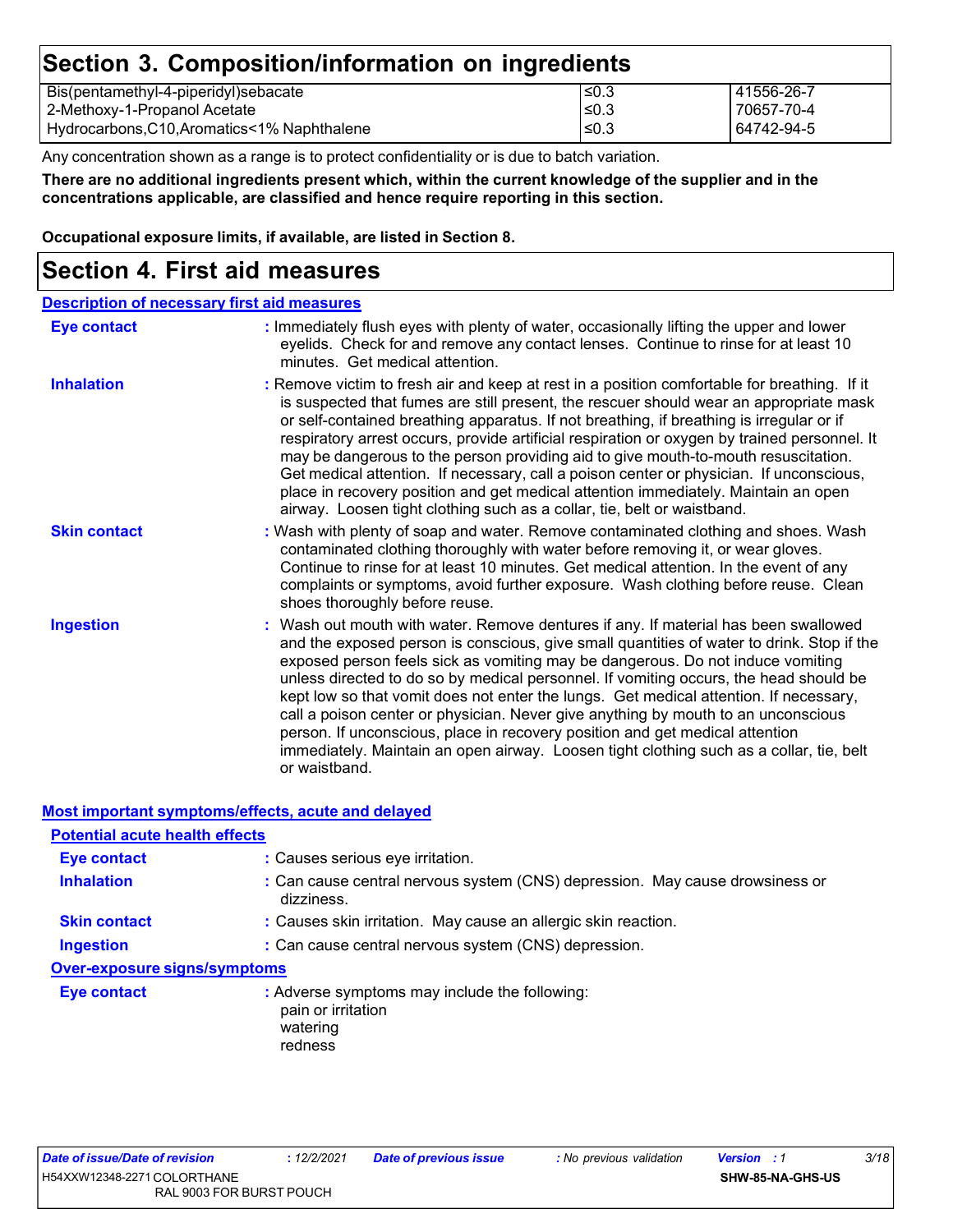## Section 3. Composition/information on ingredients

| | | |
|---|---|---|
| Bis(pentamethyl-4-piperidyl)sebacate | ≤0.3 | 41556-26-7 |
| 2-Methoxy-1-Propanol Acetate | ≤0.3 | 70657-70-4 |
| Hydrocarbons,C10,Aromatics<1% Naphthalene | ≤0.3 | 64742-94-5 |

Any concentration shown as a range is to protect confidentiality or is due to batch variation.

**There are no additional ingredients present which, within the current knowledge of the supplier and in the concentrations applicable, are classified and hence require reporting in this section.**

**Occupational exposure limits, if available, are listed in Section 8.**

## Section 4. First aid measures

**Description of necessary first aid measures**

**Eye contact** : Immediately flush eyes with plenty of water, occasionally lifting the upper and lower eyelids. Check for and remove any contact lenses. Continue to rinse for at least 10 minutes. Get medical attention.

**Inhalation** : Remove victim to fresh air and keep at rest in a position comfortable for breathing. If it is suspected that fumes are still present, the rescuer should wear an appropriate mask or self-contained breathing apparatus. If not breathing, if breathing is irregular or if respiratory arrest occurs, provide artificial respiration or oxygen by trained personnel. It may be dangerous to the person providing aid to give mouth-to-mouth resuscitation. Get medical attention. If necessary, call a poison center or physician. If unconscious, place in recovery position and get medical attention immediately. Maintain an open airway. Loosen tight clothing such as a collar, tie, belt or waistband.

**Skin contact** : Wash with plenty of soap and water. Remove contaminated clothing and shoes. Wash contaminated clothing thoroughly with water before removing it, or wear gloves. Continue to rinse for at least 10 minutes. Get medical attention. In the event of any complaints or symptoms, avoid further exposure. Wash clothing before reuse. Clean shoes thoroughly before reuse.

**Ingestion** : Wash out mouth with water. Remove dentures if any. If material has been swallowed and the exposed person is conscious, give small quantities of water to drink. Stop if the exposed person feels sick as vomiting may be dangerous. Do not induce vomiting unless directed to do so by medical personnel. If vomiting occurs, the head should be kept low so that vomit does not enter the lungs. Get medical attention. If necessary, call a poison center or physician. Never give anything by mouth to an unconscious person. If unconscious, place in recovery position and get medical attention immediately. Maintain an open airway. Loosen tight clothing such as a collar, tie, belt or waistband.

**Most important symptoms/effects, acute and delayed**

**Potential acute health effects**

**Eye contact** : Causes serious eye irritation.

**Inhalation** : Can cause central nervous system (CNS) depression. May cause drowsiness or dizziness.

**Skin contact** : Causes skin irritation. May cause an allergic skin reaction.

**Ingestion** : Can cause central nervous system (CNS) depression.

**Over-exposure signs/symptoms**

**Eye contact** : Adverse symptoms may include the following:
pain or irritation
watering
redness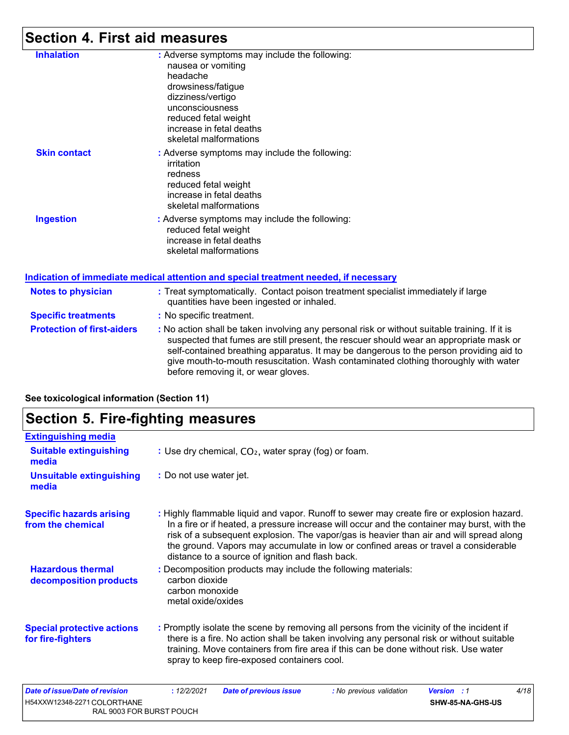## Section 4. First aid measures

**Inhalation** : Adverse symptoms may include the following:
nausea or vomiting
headache
drowsiness/fatigue
dizziness/vertigo
unconsciousness
reduced fetal weight
increase in fetal deaths
skeletal malformations

**Skin contact** : Adverse symptoms may include the following:
irritation
redness
reduced fetal weight
increase in fetal deaths
skeletal malformations

**Ingestion** : Adverse symptoms may include the following:
reduced fetal weight
increase in fetal deaths
skeletal malformations

### Indication of immediate medical attention and special treatment needed, if necessary

**Notes to physician** : Treat symptomatically. Contact poison treatment specialist immediately if large quantities have been ingested or inhaled.

**Specific treatments** : No specific treatment.

**Protection of first-aiders** : No action shall be taken involving any personal risk or without suitable training. If it is suspected that fumes are still present, the rescuer should wear an appropriate mask or self-contained breathing apparatus. It may be dangerous to the person providing aid to give mouth-to-mouth resuscitation. Wash contaminated clothing thoroughly with water before removing it, or wear gloves.

**See toxicological information (Section 11)**

## Section 5. Fire-fighting measures

### Extinguishing media

**Suitable extinguishing media** : Use dry chemical, $CO_2$, water spray (fog) or foam.

**Unsuitable extinguishing media** : Do not use water jet.

**Specific hazards arising from the chemical** : Highly flammable liquid and vapor. Runoff to sewer may create fire or explosion hazard. In a fire or if heated, a pressure increase will occur and the container may burst, with the risk of a subsequent explosion. The vapor/gas is heavier than air and will spread along the ground. Vapors may accumulate in low or confined areas or travel a considerable distance to a source of ignition and flash back.

**Hazardous thermal decomposition products** : Decomposition products may include the following materials:
carbon dioxide
carbon monoxide
metal oxide/oxides

**Special protective actions for fire-fighters** : Promptly isolate the scene by removing all persons from the vicinity of the incident if there is a fire. No action shall be taken involving any personal risk or without suitable training. Move containers from fire area if this can be done without risk. Use water spray to keep fire-exposed containers cool.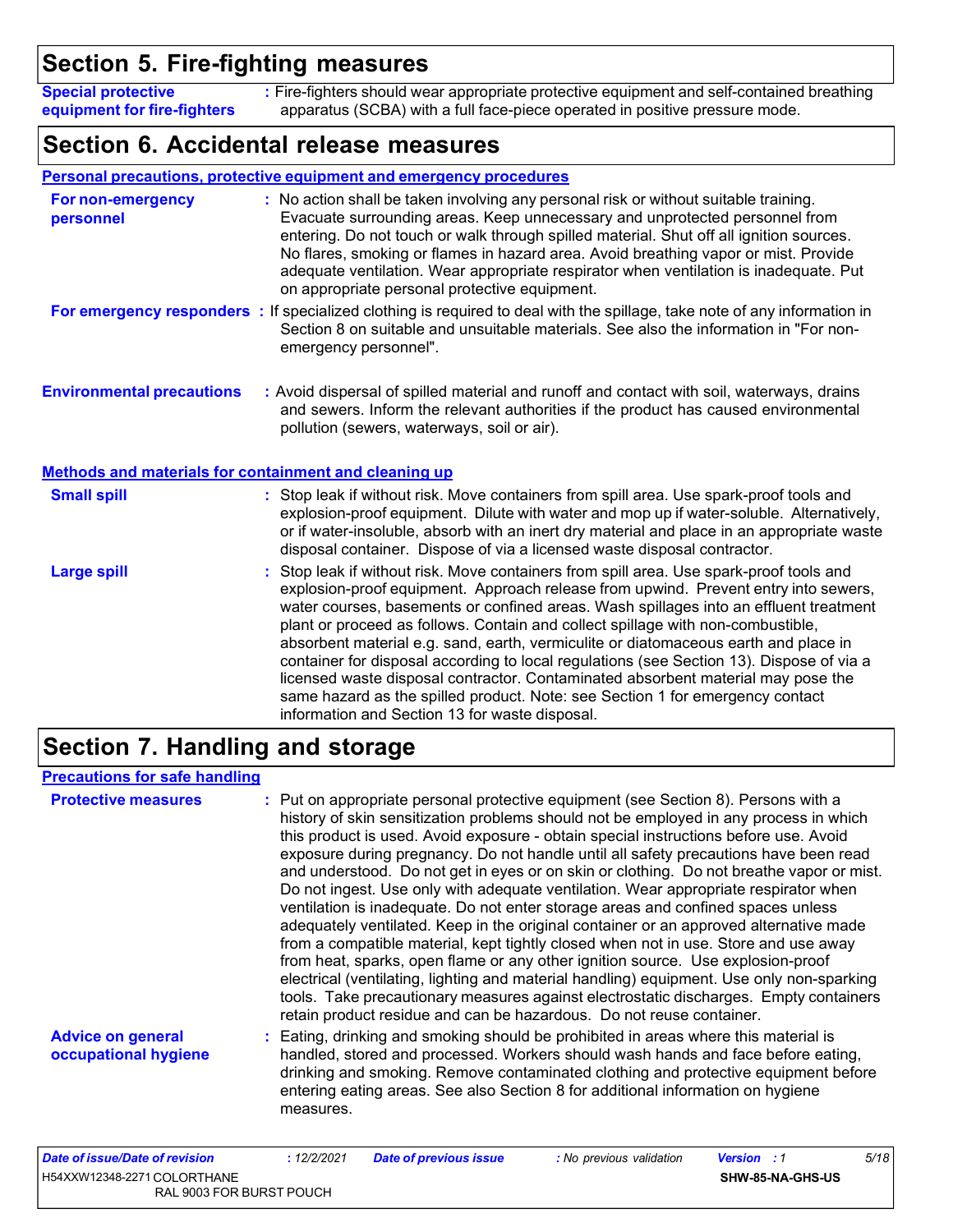## Section 5. Fire-fighting measures

**Special protective equipment for fire-fighters** : Fire-fighters should wear appropriate protective equipment and self-contained breathing apparatus (SCBA) with a full face-piece operated in positive pressure mode.

## Section 6. Accidental release measures

**Personal precautions, protective equipment and emergency procedures**

**For non-emergency personnel** : No action shall be taken involving any personal risk or without suitable training. Evacuate surrounding areas. Keep unnecessary and unprotected personnel from entering. Do not touch or walk through spilled material. Shut off all ignition sources. No flares, smoking or flames in hazard area. Avoid breathing vapor or mist. Provide adequate ventilation. Wear appropriate respirator when ventilation is inadequate. Put on appropriate personal protective equipment.

**For emergency responders** : If specialized clothing is required to deal with the spillage, take note of any information in Section 8 on suitable and unsuitable materials. See also the information in "For non-emergency personnel".

**Environmental precautions** : Avoid dispersal of spilled material and runoff and contact with soil, waterways, drains and sewers. Inform the relevant authorities if the product has caused environmental pollution (sewers, waterways, soil or air).

**Methods and materials for containment and cleaning up**

**Small spill** : Stop leak if without risk. Move containers from spill area. Use spark-proof tools and explosion-proof equipment. Dilute with water and mop up if water-soluble. Alternatively, or if water-insoluble, absorb with an inert dry material and place in an appropriate waste disposal container. Dispose of via a licensed waste disposal contractor.

**Large spill** : Stop leak if without risk. Move containers from spill area. Use spark-proof tools and explosion-proof equipment. Approach release from upwind. Prevent entry into sewers, water courses, basements or confined areas. Wash spillages into an effluent treatment plant or proceed as follows. Contain and collect spillage with non-combustible, absorbent material e.g. sand, earth, vermiculite or diatomaceous earth and place in container for disposal according to local regulations (see Section 13). Dispose of via a licensed waste disposal contractor. Contaminated absorbent material may pose the same hazard as the spilled product. Note: see Section 1 for emergency contact information and Section 13 for waste disposal.

## Section 7. Handling and storage

**Precautions for safe handling**

**Protective measures** : Put on appropriate personal protective equipment (see Section 8). Persons with a history of skin sensitization problems should not be employed in any process in which this product is used. Avoid exposure - obtain special instructions before use. Avoid exposure during pregnancy. Do not handle until all safety precautions have been read and understood. Do not get in eyes or on skin or clothing. Do not breathe vapor or mist. Do not ingest. Use only with adequate ventilation. Wear appropriate respirator when ventilation is inadequate. Do not enter storage areas and confined spaces unless adequately ventilated. Keep in the original container or an approved alternative made from a compatible material, kept tightly closed when not in use. Store and use away from heat, sparks, open flame or any other ignition source. Use explosion-proof electrical (ventilating, lighting and material handling) equipment. Use only non-sparking tools. Take precautionary measures against electrostatic discharges. Empty containers retain product residue and can be hazardous. Do not reuse container.

**Advice on general occupational hygiene** : Eating, drinking and smoking should be prohibited in areas where this material is handled, stored and processed. Workers should wash hands and face before eating, drinking and smoking. Remove contaminated clothing and protective equipment before entering eating areas. See also Section 8 for additional information on hygiene measures.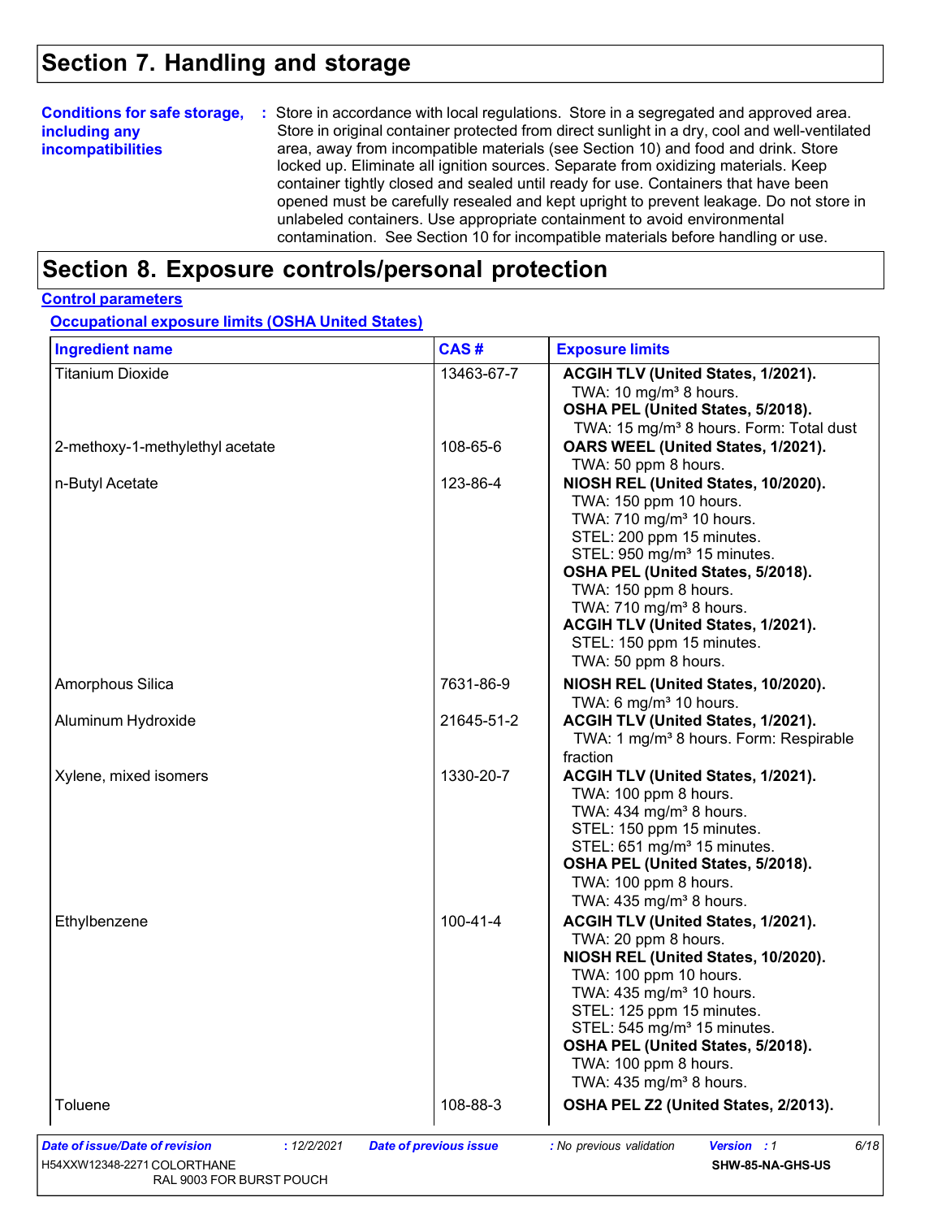# Section 7. Handling and storage

**Conditions for safe storage, including any incompatibilities** : Store in accordance with local regulations. Store in a segregated and approved area. Store in original container protected from direct sunlight in a dry, cool and well-ventilated area, away from incompatible materials (see Section 10) and food and drink. Store locked up. Eliminate all ignition sources. Separate from oxidizing materials. Keep container tightly closed and sealed until ready for use. Containers that have been opened must be carefully resealed and kept upright to prevent leakage. Do not store in unlabeled containers. Use appropriate containment to avoid environmental contamination. See Section 10 for incompatible materials before handling or use.

# Section 8. Exposure controls/personal protection

## Control parameters

### Occupational exposure limits (OSHA United States)

| Ingredient name | CAS # | Exposure limits |
|---|---|---|
| Titanium Dioxide | 13463-67-7 | **ACGIH TLV (United States, 1/2021).**<br>TWA: 10 mg/m³ 8 hours.<br>**OSHA PEL (United States, 5/2018).**<br>TWA: 15 mg/m³ 8 hours. Form: Total dust |
| 2-methoxy-1-methylethyl acetate | 108-65-6 | **OARS WEEL (United States, 1/2021).**<br>TWA: 50 ppm 8 hours. |
| n-Butyl Acetate | 123-86-4 | **NIOSH REL (United States, 10/2020).**<br>TWA: 150 ppm 10 hours.<br>TWA: 710 mg/m³ 10 hours.<br>STEL: 200 ppm 15 minutes.<br>STEL: 950 mg/m³ 15 minutes.<br>**OSHA PEL (United States, 5/2018).**<br>TWA: 150 ppm 8 hours.<br>TWA: 710 mg/m³ 8 hours.<br>**ACGIH TLV (United States, 1/2021).**<br>STEL: 150 ppm 15 minutes.<br>TWA: 50 ppm 8 hours. |
| Amorphous Silica | 7631-86-9 | **NIOSH REL (United States, 10/2020).**<br>TWA: 6 mg/m³ 10 hours. |
| Aluminum Hydroxide | 21645-51-2 | **ACGIH TLV (United States, 1/2021).**<br>TWA: 1 mg/m³ 8 hours. Form: Respirable fraction |
| Xylene, mixed isomers | 1330-20-7 | **ACGIH TLV (United States, 1/2021).**<br>TWA: 100 ppm 8 hours.<br>TWA: 434 mg/m³ 8 hours.<br>STEL: 150 ppm 15 minutes.<br>STEL: 651 mg/m³ 15 minutes.<br>**OSHA PEL (United States, 5/2018).**<br>TWA: 100 ppm 8 hours.<br>TWA: 435 mg/m³ 8 hours. |
| Ethylbenzene | 100-41-4 | **ACGIH TLV (United States, 1/2021).**<br>TWA: 20 ppm 8 hours.<br>**NIOSH REL (United States, 10/2020).**<br>TWA: 100 ppm 10 hours.<br>TWA: 435 mg/m³ 10 hours.<br>STEL: 125 ppm 15 minutes.<br>STEL: 545 mg/m³ 15 minutes.<br>**OSHA PEL (United States, 5/2018).**<br>TWA: 100 ppm 8 hours.<br>TWA: 435 mg/m³ 8 hours. |
| Toluene | 108-88-3 | **OSHA PEL Z2 (United States, 2/2013).** |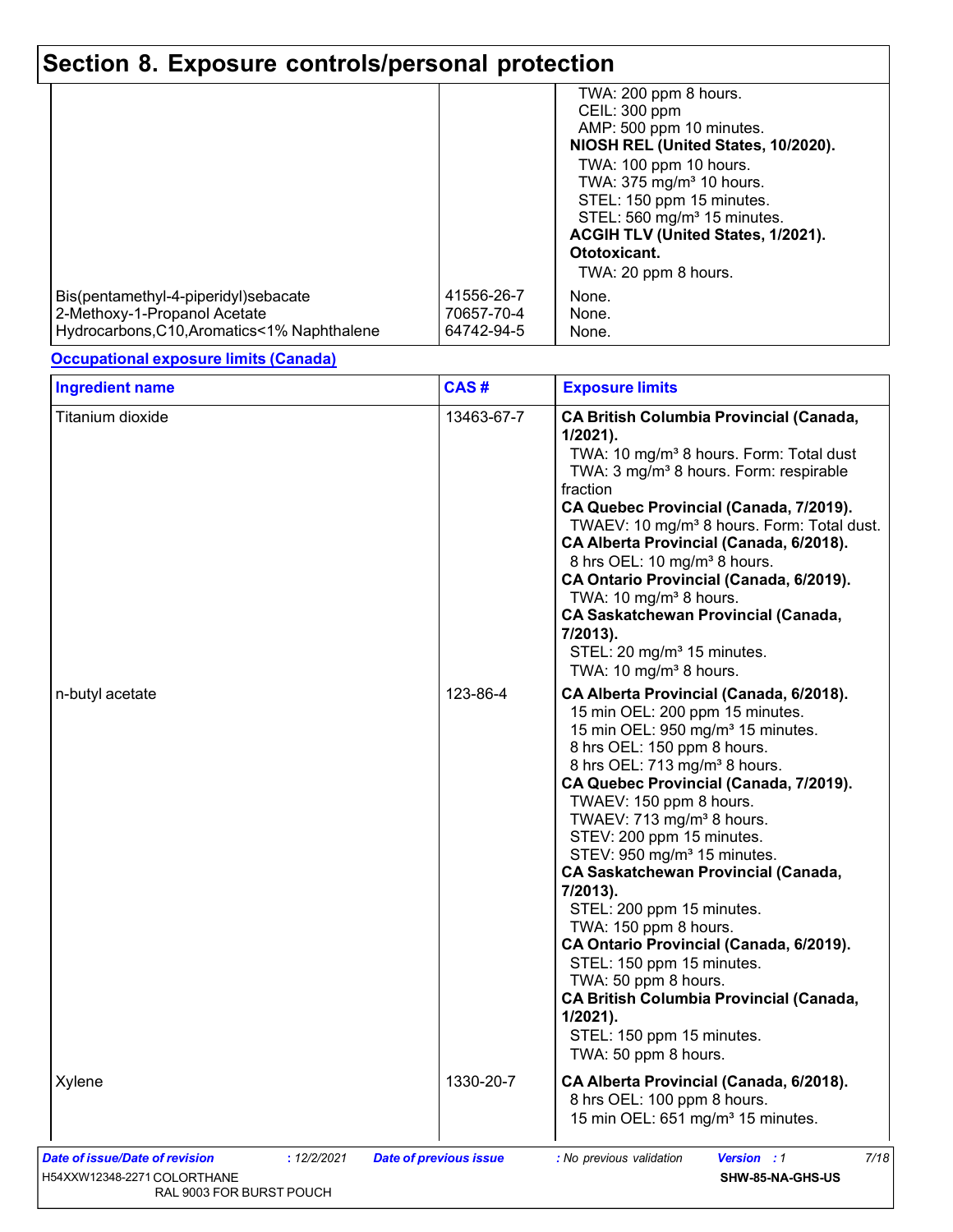## Section 8. Exposure controls/personal protection

| | | |
|---|---|---|
| | | TWA: 200 ppm 8 hours.<br>CEIL: 300 ppm<br>AMP: 500 ppm 10 minutes.<br>**NIOSH REL (United States, 10/2020).**<br>TWA: 100 ppm 10 hours.<br>TWA: 375 mg/m³ 10 hours.<br>STEL: 150 ppm 15 minutes.<br>STEL: 560 mg/m³ 15 minutes.<br>**ACGIH TLV (United States, 1/2021). Ototoxicant.**<br>TWA: 20 ppm 8 hours. |
| Bis(pentamethyl-4-piperidyl)sebacate | 41556-26-7 | None. |
| 2-Methoxy-1-Propanol Acetate | 70657-70-4 | None. |
| Hydrocarbons,C10,Aromatics<1% Naphthalene | 64742-94-5 | None. |

**Occupational exposure limits (Canada)**

| Ingredient name | CAS # | Exposure limits |
|---|---|---|
| Titanium dioxide | 13463-67-7 | **CA British Columbia Provincial (Canada, 1/2021).**<br>TWA: 10 mg/m³ 8 hours. Form: Total dust<br>TWA: 3 mg/m³ 8 hours. Form: respirable fraction<br>**CA Quebec Provincial (Canada, 7/2019).**<br>TWAEV: 10 mg/m³ 8 hours. Form: Total dust.<br>**CA Alberta Provincial (Canada, 6/2018).**<br>8 hrs OEL: 10 mg/m³ 8 hours.<br>**CA Ontario Provincial (Canada, 6/2019).**<br>TWA: 10 mg/m³ 8 hours.<br>**CA Saskatchewan Provincial (Canada, 7/2013).**<br>STEL: 20 mg/m³ 15 minutes.<br>TWA: 10 mg/m³ 8 hours. |
| n-butyl acetate | 123-86-4 | **CA Alberta Provincial (Canada, 6/2018).**<br>15 min OEL: 200 ppm 15 minutes.<br>15 min OEL: 950 mg/m³ 15 minutes.<br>8 hrs OEL: 150 ppm 8 hours.<br>8 hrs OEL: 713 mg/m³ 8 hours.<br>**CA Quebec Provincial (Canada, 7/2019).**<br>TWAEV: 150 ppm 8 hours.<br>TWAEV: 713 mg/m³ 8 hours.<br>STEV: 200 ppm 15 minutes.<br>STEV: 950 mg/m³ 15 minutes.<br>**CA Saskatchewan Provincial (Canada, 7/2013).**<br>STEL: 200 ppm 15 minutes.<br>TWA: 150 ppm 8 hours.<br>**CA Ontario Provincial (Canada, 6/2019).**<br>STEL: 150 ppm 15 minutes.<br>TWA: 50 ppm 8 hours.<br>**CA British Columbia Provincial (Canada, 1/2021).**<br>STEL: 150 ppm 15 minutes.<br>TWA: 50 ppm 8 hours. |
| Xylene | 1330-20-7 | **CA Alberta Provincial (Canada, 6/2018).**<br>8 hrs OEL: 100 ppm 8 hours.<br>15 min OEL: 651 mg/m³ 15 minutes. |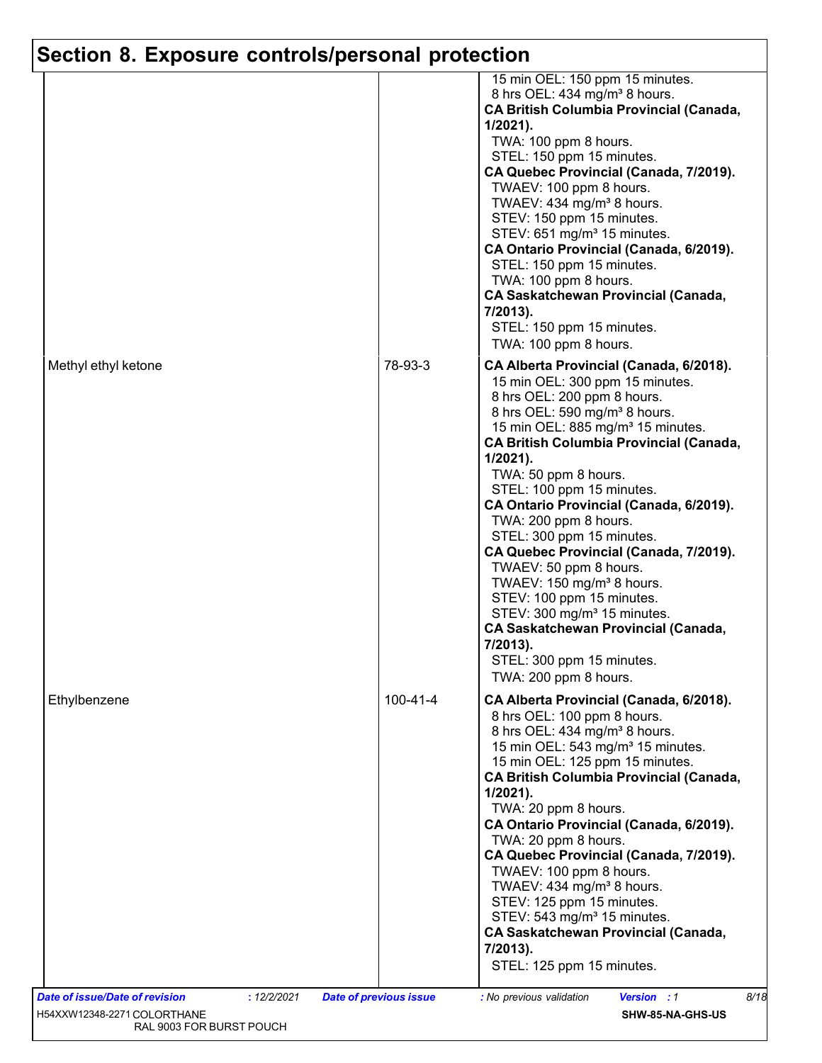## Section 8. Exposure controls/personal protection

| | | |
|---|---|---|
| | | 15 min OEL: 150 ppm 15 minutes.<br>8 hrs OEL: 434 mg/m³ 8 hours.<br>**CA British Columbia Provincial (Canada, 1/2021).**<br>TWA: 100 ppm 8 hours.<br>STEL: 150 ppm 15 minutes.<br>**CA Quebec Provincial (Canada, 7/2019).**<br>TWAEV: 100 ppm 8 hours.<br>TWAEV: 434 mg/m³ 8 hours.<br>STEV: 150 ppm 15 minutes.<br>STEV: 651 mg/m³ 15 minutes.<br>**CA Ontario Provincial (Canada, 6/2019).**<br>STEL: 150 ppm 15 minutes.<br>TWA: 100 ppm 8 hours.<br>**CA Saskatchewan Provincial (Canada, 7/2013).**<br>STEL: 150 ppm 15 minutes.<br>TWA: 100 ppm 8 hours. |
| Methyl ethyl ketone | 78-93-3 | **CA Alberta Provincial (Canada, 6/2018).**<br>15 min OEL: 300 ppm 15 minutes.<br>8 hrs OEL: 200 ppm 8 hours.<br>8 hrs OEL: 590 mg/m³ 8 hours.<br>15 min OEL: 885 mg/m³ 15 minutes.<br>**CA British Columbia Provincial (Canada, 1/2021).**<br>TWA: 50 ppm 8 hours.<br>STEL: 100 ppm 15 minutes.<br>**CA Ontario Provincial (Canada, 6/2019).**<br>TWA: 200 ppm 8 hours.<br>STEL: 300 ppm 15 minutes.<br>**CA Quebec Provincial (Canada, 7/2019).**<br>TWAEV: 50 ppm 8 hours.<br>TWAEV: 150 mg/m³ 8 hours.<br>STEV: 100 ppm 15 minutes.<br>STEV: 300 mg/m³ 15 minutes.<br>**CA Saskatchewan Provincial (Canada, 7/2013).**<br>STEL: 300 ppm 15 minutes.<br>TWA: 200 ppm 8 hours. |
| Ethylbenzene | 100-41-4 | **CA Alberta Provincial (Canada, 6/2018).**<br>8 hrs OEL: 100 ppm 8 hours.<br>8 hrs OEL: 434 mg/m³ 8 hours.<br>15 min OEL: 543 mg/m³ 15 minutes.<br>15 min OEL: 125 ppm 15 minutes.<br>**CA British Columbia Provincial (Canada, 1/2021).**<br>TWA: 20 ppm 8 hours.<br>**CA Ontario Provincial (Canada, 6/2019).**<br>TWA: 20 ppm 8 hours.<br>**CA Quebec Provincial (Canada, 7/2019).**<br>TWAEV: 100 ppm 8 hours.<br>TWAEV: 434 mg/m³ 8 hours.<br>STEV: 125 ppm 15 minutes.<br>STEV: 543 mg/m³ 15 minutes.<br>**CA Saskatchewan Provincial (Canada, 7/2013).**<br>STEL: 125 ppm 15 minutes. |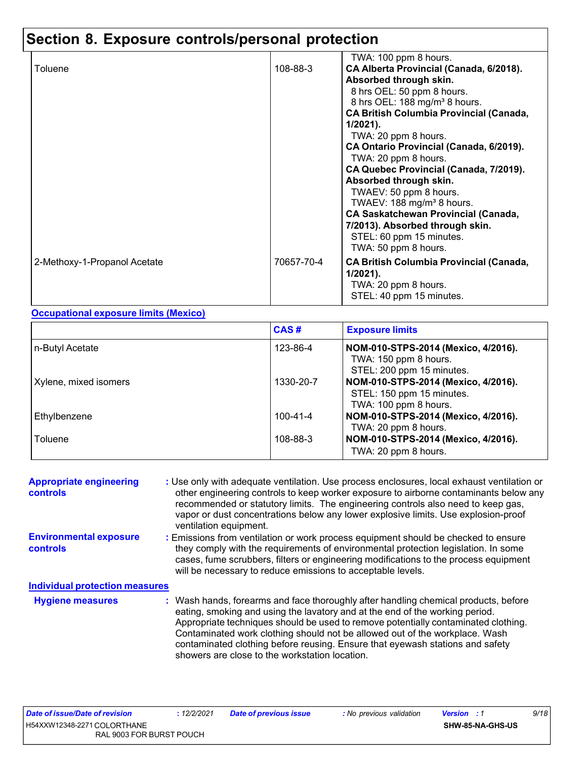## Section 8. Exposure controls/personal protection

| | | |
|---|---|---|
| | | TWA: 100 ppm 8 hours. |
| Toluene | 108-88-3 | **CA Alberta Provincial (Canada, 6/2018). Absorbed through skin.**<br>8 hrs OEL: 50 ppm 8 hours.<br>8 hrs OEL: 188 mg/m³ 8 hours.<br>**CA British Columbia Provincial (Canada, 1/2021).**<br>TWA: 20 ppm 8 hours.<br>**CA Ontario Provincial (Canada, 6/2019).**<br>TWA: 20 ppm 8 hours.<br>**CA Quebec Provincial (Canada, 7/2019). Absorbed through skin.**<br>TWAEV: 50 ppm 8 hours.<br>TWAEV: 188 mg/m³ 8 hours.<br>**CA Saskatchewan Provincial (Canada, 7/2013). Absorbed through skin.**<br>STEL: 60 ppm 15 minutes.<br>TWA: 50 ppm 8 hours. |
| 2-Methoxy-1-Propanol Acetate | 70657-70-4 | **CA British Columbia Provincial (Canada, 1/2021).**<br>TWA: 20 ppm 8 hours.<br>STEL: 40 ppm 15 minutes. |

**Occupational exposure limits (Mexico)**

| | CAS # | Exposure limits |
|---|---|---|
| n-Butyl Acetate | 123-86-4 | **NOM-010-STPS-2014 (Mexico, 4/2016).**<br>TWA: 150 ppm 8 hours.<br>STEL: 200 ppm 15 minutes. |
| Xylene, mixed isomers | 1330-20-7 | **NOM-010-STPS-2014 (Mexico, 4/2016).**<br>STEL: 150 ppm 15 minutes.<br>TWA: 100 ppm 8 hours. |
| Ethylbenzene | 100-41-4 | **NOM-010-STPS-2014 (Mexico, 4/2016).**<br>TWA: 20 ppm 8 hours. |
| Toluene | 108-88-3 | **NOM-010-STPS-2014 (Mexico, 4/2016).**<br>TWA: 20 ppm 8 hours. |

**Appropriate engineering controls** : Use only with adequate ventilation. Use process enclosures, local exhaust ventilation or other engineering controls to keep worker exposure to airborne contaminants below any recommended or statutory limits. The engineering controls also need to keep gas, vapor or dust concentrations below any lower explosive limits. Use explosion-proof ventilation equipment.

**Environmental exposure controls** : Emissions from ventilation or work process equipment should be checked to ensure they comply with the requirements of environmental protection legislation. In some cases, fume scrubbers, filters or engineering modifications to the process equipment will be necessary to reduce emissions to acceptable levels.

**Individual protection measures**

**Hygiene measures** : Wash hands, forearms and face thoroughly after handling chemical products, before eating, smoking and using the lavatory and at the end of the working period. Appropriate techniques should be used to remove potentially contaminated clothing. Contaminated work clothing should not be allowed out of the workplace. Wash contaminated clothing before reusing. Ensure that eyewash stations and safety showers are close to the workstation location.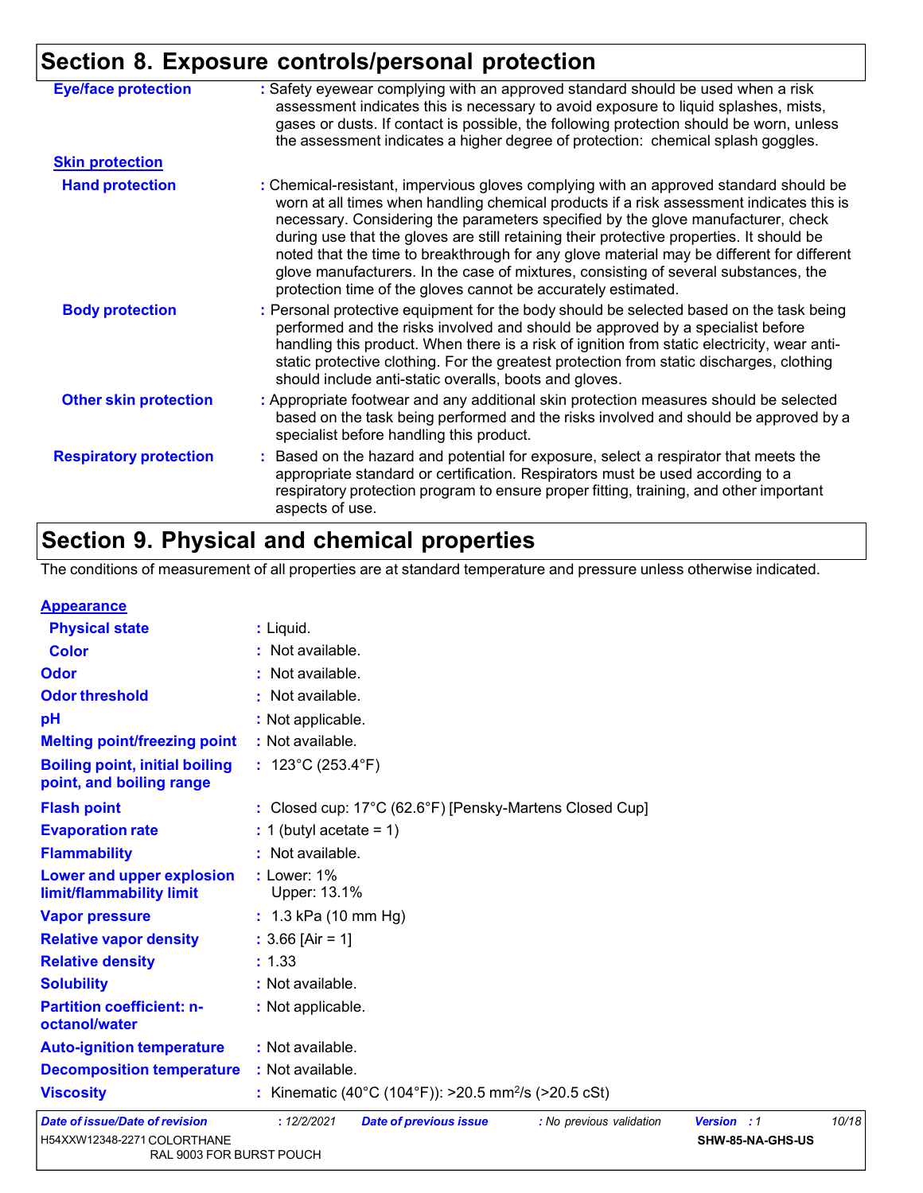## Section 8. Exposure controls/personal protection

**Eye/face protection** : Safety eyewear complying with an approved standard should be used when a risk assessment indicates this is necessary to avoid exposure to liquid splashes, mists, gases or dusts. If contact is possible, the following protection should be worn, unless the assessment indicates a higher degree of protection: chemical splash goggles.

**Skin protection**

**Hand protection** : Chemical-resistant, impervious gloves complying with an approved standard should be worn at all times when handling chemical products if a risk assessment indicates this is necessary. Considering the parameters specified by the glove manufacturer, check during use that the gloves are still retaining their protective properties. It should be noted that the time to breakthrough for any glove material may be different for different glove manufacturers. In the case of mixtures, consisting of several substances, the protection time of the gloves cannot be accurately estimated.

**Body protection** : Personal protective equipment for the body should be selected based on the task being performed and the risks involved and should be approved by a specialist before handling this product. When there is a risk of ignition from static electricity, wear anti-static protective clothing. For the greatest protection from static discharges, clothing should include anti-static overalls, boots and gloves.

**Other skin protection** : Appropriate footwear and any additional skin protection measures should be selected based on the task being performed and the risks involved and should be approved by a specialist before handling this product.

**Respiratory protection** : Based on the hazard and potential for exposure, select a respirator that meets the appropriate standard or certification. Respirators must be used according to a respiratory protection program to ensure proper fitting, training, and other important aspects of use.

## Section 9. Physical and chemical properties

The conditions of measurement of all properties are at standard temperature and pressure unless otherwise indicated.

**Appearance**

| | |
|---|---|
| **Physical state** | : Liquid. |
| **Color** | : Not available. |
| **Odor** | : Not available. |
| **Odor threshold** | : Not available. |
| **pH** | : Not applicable. |
| **Melting point/freezing point** | : Not available. |
| **Boiling point, initial boiling point, and boiling range** | : 123°C (253.4°F) |
| **Flash point** | : Closed cup: 17°C (62.6°F) [Pensky-Martens Closed Cup] |
| **Evaporation rate** | : 1 (butyl acetate = 1) |
| **Flammability** | : Not available. |
| **Lower and upper explosion limit/flammability limit** | : Lower: 1%<br>Upper: 13.1% |
| **Vapor pressure** | : 1.3 kPa (10 mm Hg) |
| **Relative vapor density** | : 3.66 [Air = 1] |
| **Relative density** | : 1.33 |
| **Solubility** | : Not available. |
| **Partition coefficient: n-octanol/water** | : Not applicable. |
| **Auto-ignition temperature** | : Not available. |
| **Decomposition temperature** | : Not available. |
| **Viscosity** | : Kinematic (40°C (104°F)): >20.5 $mm^2/s$ (>20.5 cSt) |

*Date of issue/Date of revision* : 12/2/2021 *Date of previous issue* : No previous validation *Version* : 1

H54XXW12348-2271 COLORTHANE RAL 9003 FOR BURST POUCH SHW-85-NA-GHS-US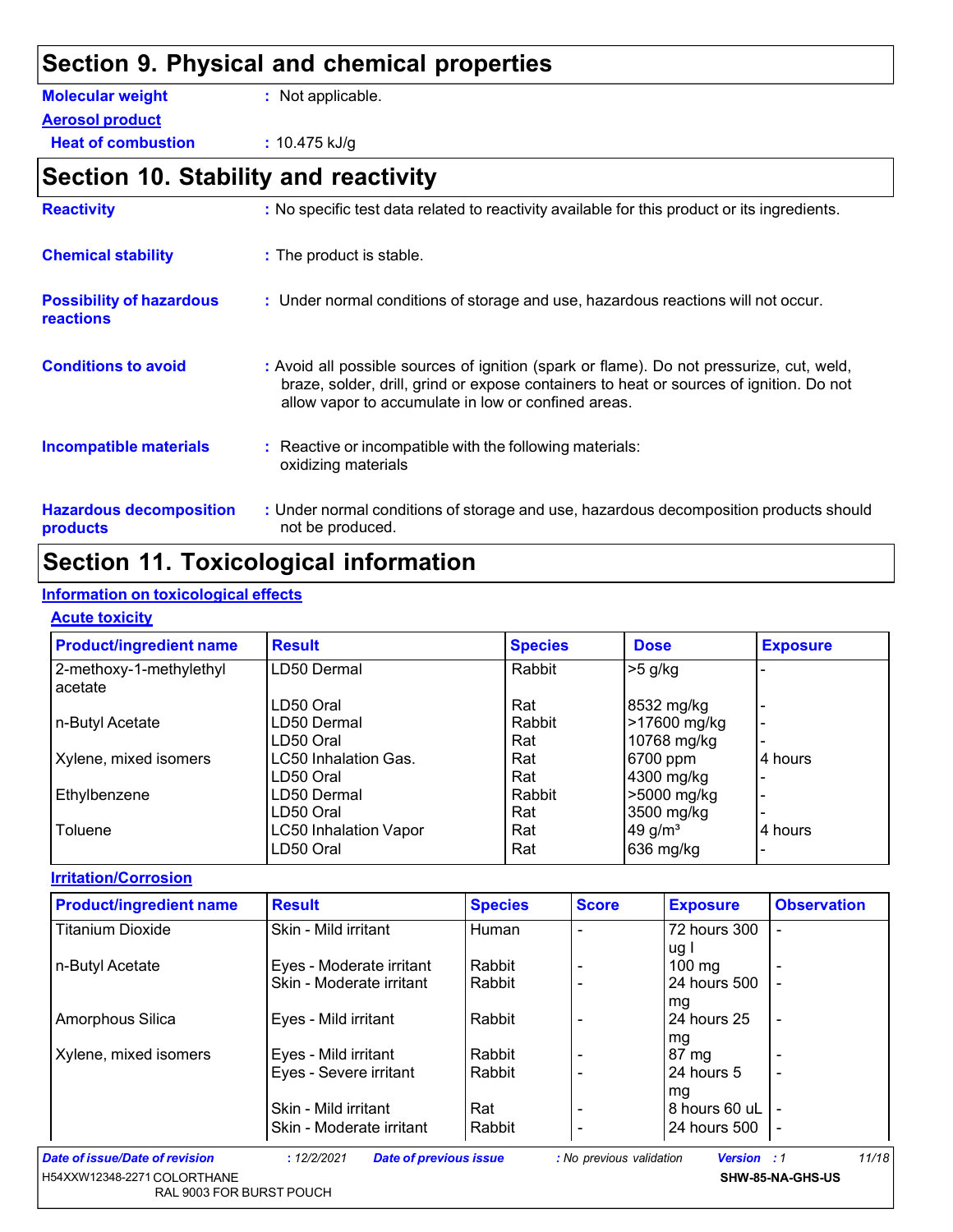## Section 9. Physical and chemical properties

**Molecular weight** : Not applicable.

**Aerosol product**

**Heat of combustion** : 10.475 kJ/g

## Section 10. Stability and reactivity

**Reactivity** : No specific test data related to reactivity available for this product or its ingredients.

**Chemical stability** : The product is stable.

**Possibility of hazardous reactions** : Under normal conditions of storage and use, hazardous reactions will not occur.

**Conditions to avoid** : Avoid all possible sources of ignition (spark or flame). Do not pressurize, cut, weld, braze, solder, drill, grind or expose containers to heat or sources of ignition. Do not allow vapor to accumulate in low or confined areas.

**Incompatible materials** : Reactive or incompatible with the following materials: oxidizing materials

**Hazardous decomposition products** : Under normal conditions of storage and use, hazardous decomposition products should not be produced.

## Section 11. Toxicological information

### Information on toxicological effects

#### Acute toxicity

| Product/ingredient name | Result | Species | Dose | Exposure |
|---|---|---|---|---|
| 2-methoxy-1-methylethyl acetate | LD50 Dermal | Rabbit | >5 g/kg | - |
| | LD50 Oral | Rat | 8532 mg/kg | - |
| n-Butyl Acetate | LD50 Dermal | Rabbit | >17600 mg/kg | - |
| | LD50 Oral | Rat | 10768 mg/kg | - |
| Xylene, mixed isomers | LC50 Inhalation Gas. | Rat | 6700 ppm | 4 hours |
| | LD50 Oral | Rat | 4300 mg/kg | - |
| Ethylbenzene | LD50 Dermal | Rabbit | >5000 mg/kg | - |
| | LD50 Oral | Rat | 3500 mg/kg | - |
| Toluene | LC50 Inhalation Vapor | Rat | 49 g/m³ | 4 hours |
| | LD50 Oral | Rat | 636 mg/kg | - |

#### Irritation/Corrosion

| Product/ingredient name | Result | Species | Score | Exposure | Observation |
|---|---|---|---|---|---|
| Titanium Dioxide | Skin - Mild irritant | Human | - | 72 hours 300 ug I | - |
| n-Butyl Acetate | Eyes - Moderate irritant | Rabbit | - | 100 mg | - |
| | Skin - Moderate irritant | Rabbit | - | 24 hours 500 mg | - |
| Amorphous Silica | Eyes - Mild irritant | Rabbit | - | 24 hours 25 mg | - |
| Xylene, mixed isomers | Eyes - Mild irritant | Rabbit | - | 87 mg | - |
| | Eyes - Severe irritant | Rabbit | - | 24 hours 5 mg | - |
| | Skin - Mild irritant | Rat | - | 8 hours 60 uL | - |
| | Skin - Moderate irritant | Rabbit | - | 24 hours 500 | - |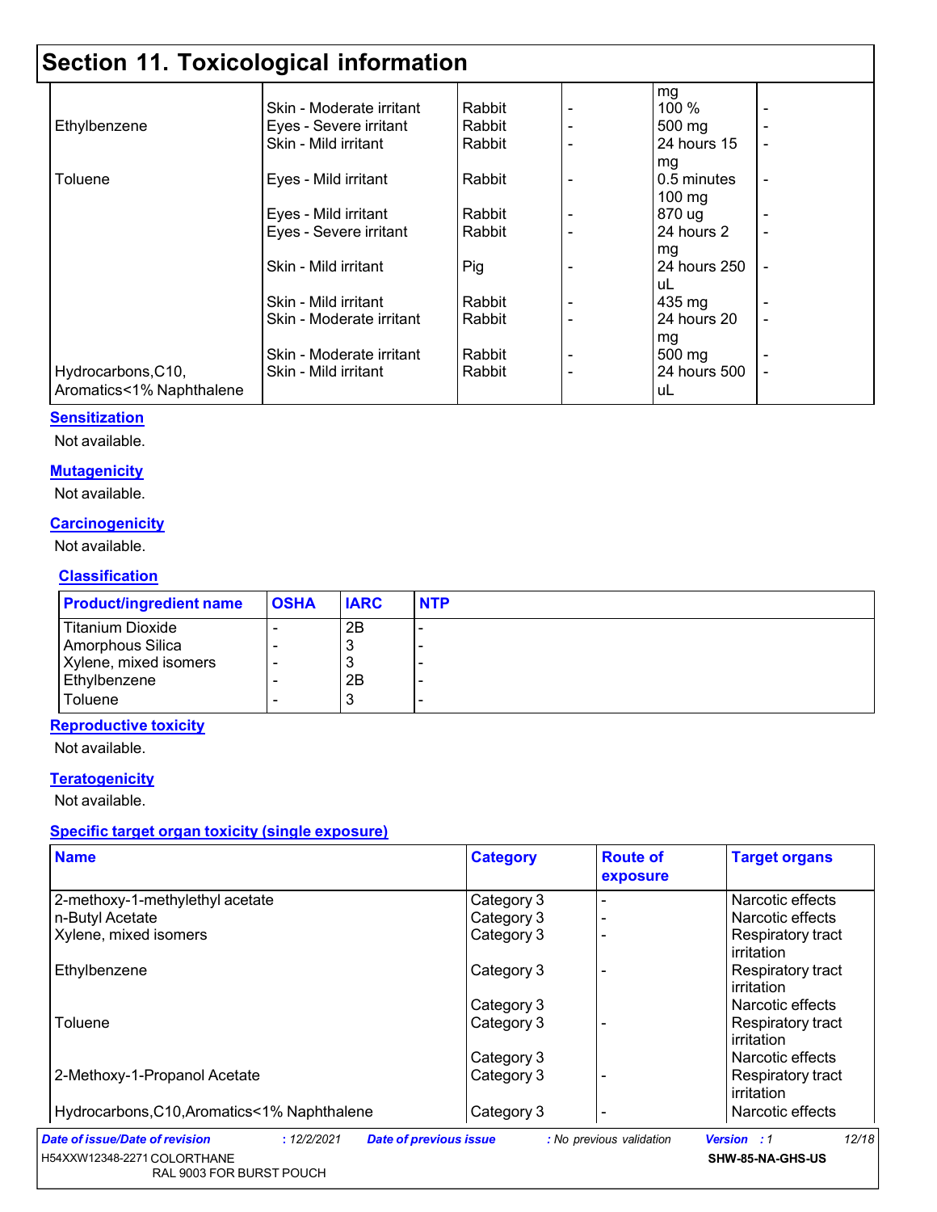## Section 11. Toxicological information

| | | | | | |
|---|---|---|---|---|---|
| | | | | mg | |
| | Skin - Moderate irritant | Rabbit | - | 100 % | - |
| Ethylbenzene | Eyes - Severe irritant | Rabbit | - | 500 mg | - |
| | Skin - Mild irritant | Rabbit | - | 24 hours 15 mg | - |
| Toluene | Eyes - Mild irritant | Rabbit | - | 0.5 minutes 100 mg | - |
| | Eyes - Mild irritant | Rabbit | - | 870 ug | - |
| | Eyes - Severe irritant | Rabbit | - | 24 hours 2 mg | - |
| | Skin - Mild irritant | Pig | - | 24 hours 250 uL | - |
| | Skin - Mild irritant | Rabbit | - | 435 mg | - |
| | Skin - Moderate irritant | Rabbit | - | 24 hours 20 mg | - |
| | Skin - Moderate irritant | Rabbit | - | 500 mg | - |
| Hydrocarbons,C10, Aromatics<1% Naphthalene | Skin - Mild irritant | Rabbit | - | 24 hours 500 uL | - |

### Sensitization

Not available.

### Mutagenicity

Not available.

### Carcinogenicity

Not available.

### Classification

| Product/ingredient name | OSHA | IARC | NTP |
|---|---|---|---|
| Titanium Dioxide | - | 2B | - |
| Amorphous Silica | - | 3 | - |
| Xylene, mixed isomers | - | 3 | - |
| Ethylbenzene | - | 2B | - |
| Toluene | - | 3 | - |

### Reproductive toxicity

Not available.

### Teratogenicity

Not available.

### Specific target organ toxicity (single exposure)

| Name | Category | Route of exposure | Target organs |
|---|---|---|---|
| 2-methoxy-1-methylethyl acetate | Category 3 | - | Narcotic effects |
| n-Butyl Acetate | Category 3 | - | Narcotic effects |
| Xylene, mixed isomers | Category 3 | - | Respiratory tract irritation |
| Ethylbenzene | Category 3 | - | Respiratory tract irritation |
| | Category 3 | | Narcotic effects |
| Toluene | Category 3 | - | Respiratory tract irritation |
| | Category 3 | | Narcotic effects |
| 2-Methoxy-1-Propanol Acetate | Category 3 | - | Respiratory tract irritation |
| Hydrocarbons,C10,Aromatics<1% Naphthalene | Category 3 | - | Narcotic effects |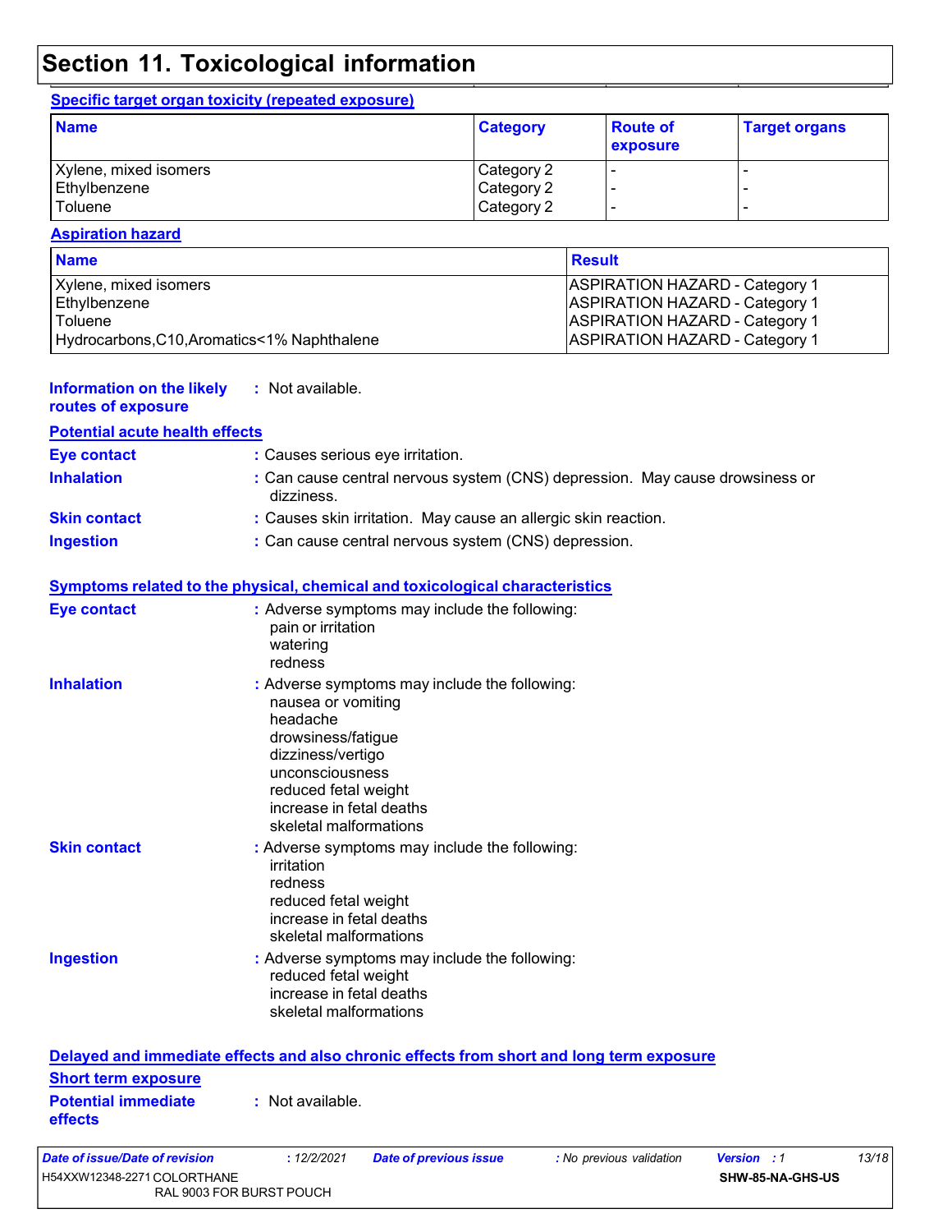# Section 11. Toxicological information

**Specific target organ toxicity (repeated exposure)**

| Name | Category | Route of exposure | Target organs |
|---|---|---|---|
| Xylene, mixed isomers | Category 2 | - | - |
| Ethylbenzene | Category 2 | - | - |
| Toluene | Category 2 | - | - |

**Aspiration hazard**

| Name | Result |
|---|---|
| Xylene, mixed isomers | ASPIRATION HAZARD - Category 1 |
| Ethylbenzene | ASPIRATION HAZARD - Category 1 |
| Toluene | ASPIRATION HAZARD - Category 1 |
| Hydrocarbons,C10,Aromatics<1% Naphthalene | ASPIRATION HAZARD - Category 1 |

**Information on the likely routes of exposure** : Not available.

**Potential acute health effects**

**Eye contact** : Causes serious eye irritation.

**Inhalation** : Can cause central nervous system (CNS) depression. May cause drowsiness or dizziness.

**Skin contact** : Causes skin irritation. May cause an allergic skin reaction.

**Ingestion** : Can cause central nervous system (CNS) depression.

**Symptoms related to the physical, chemical and toxicological characteristics**

**Eye contact** : Adverse symptoms may include the following:
pain or irritation
watering
redness

**Inhalation** : Adverse symptoms may include the following:
nausea or vomiting
headache
drowsiness/fatigue
dizziness/vertigo
unconsciousness
reduced fetal weight
increase in fetal deaths
skeletal malformations

**Skin contact** : Adverse symptoms may include the following:
irritation
redness
reduced fetal weight
increase in fetal deaths
skeletal malformations

**Ingestion** : Adverse symptoms may include the following:
reduced fetal weight
increase in fetal deaths
skeletal malformations

**Delayed and immediate effects and also chronic effects from short and long term exposure**

**Short term exposure**

**Potential immediate effects** : Not available.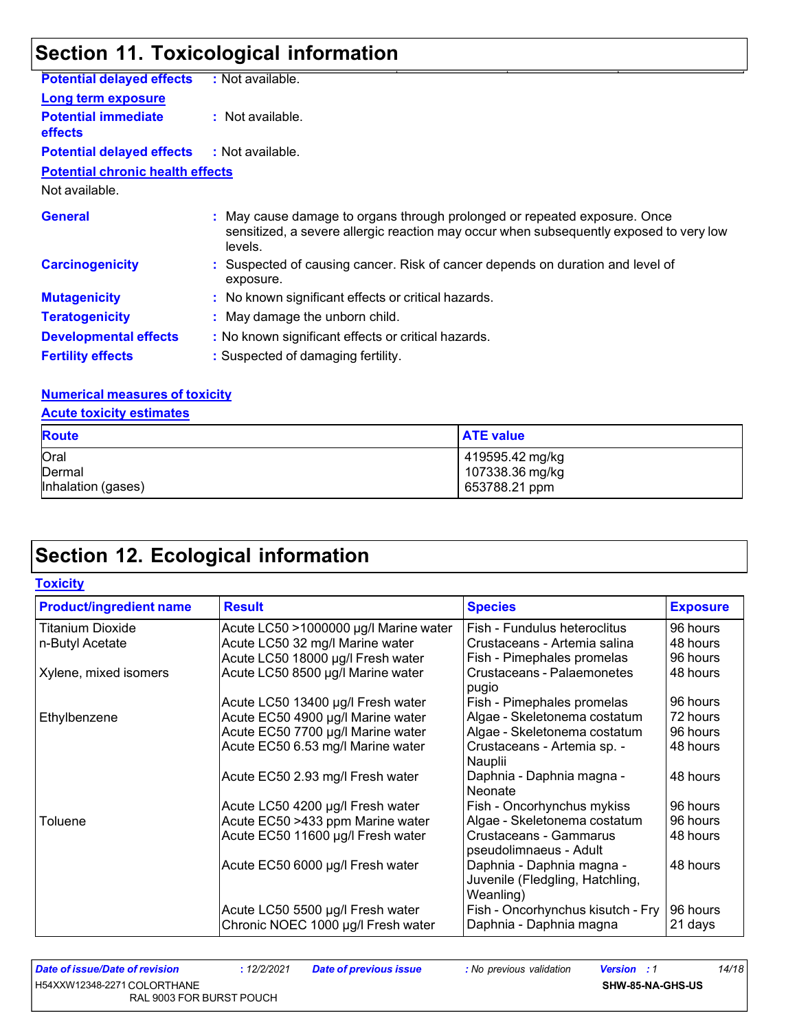## Section 11. Toxicological information

**Potential delayed effects** : Not available.

**Long term exposure**

**Potential immediate effects** : Not available.

**Potential delayed effects** : Not available.

**Potential chronic health effects**

Not available.

**General** : May cause damage to organs through prolonged or repeated exposure. Once sensitized, a severe allergic reaction may occur when subsequently exposed to very low levels.

**Carcinogenicity** : Suspected of causing cancer. Risk of cancer depends on duration and level of exposure.

**Mutagenicity** : No known significant effects or critical hazards.

**Teratogenicity** : May damage the unborn child.

**Developmental effects** : No known significant effects or critical hazards.

**Fertility effects** : Suspected of damaging fertility.

**Numerical measures of toxicity**

**Acute toxicity estimates**

| Route | ATE value |
|---|---|
| Oral | 419595.42 mg/kg |
| Dermal | 107338.36 mg/kg |
| Inhalation (gases) | 653788.21 ppm |

## Section 12. Ecological information

**Toxicity**

| Product/ingredient name | Result | Species | Exposure |
|---|---|---|---|
| Titanium Dioxide | Acute LC50 >1000000 µg/l Marine water | Fish - Fundulus heteroclitus | 96 hours |
| n-Butyl Acetate | Acute LC50 32 mg/l Marine water | Crustaceans - Artemia salina | 48 hours |
| | Acute LC50 18000 µg/l Fresh water | Fish - Pimephales promelas | 96 hours |
| Xylene, mixed isomers | Acute LC50 8500 µg/l Marine water | Crustaceans - Palaemonetes pugio | 48 hours |
| | Acute LC50 13400 µg/l Fresh water | Fish - Pimephales promelas | 96 hours |
| Ethylbenzene | Acute EC50 4900 µg/l Marine water | Algae - Skeletonema costatum | 72 hours |
| | Acute EC50 7700 µg/l Marine water | Algae - Skeletonema costatum | 96 hours |
| | Acute EC50 6.53 mg/l Marine water | Crustaceans - Artemia sp. - Nauplii | 48 hours |
| | Acute EC50 2.93 mg/l Fresh water | Daphnia - Daphnia magna - Neonate | 48 hours |
| | Acute LC50 4200 µg/l Fresh water | Fish - Oncorhynchus mykiss | 96 hours |
| Toluene | Acute EC50 >433 ppm Marine water | Algae - Skeletonema costatum | 96 hours |
| | Acute EC50 11600 µg/l Fresh water | Crustaceans - Gammarus pseudolimnaeus - Adult | 48 hours |
| | Acute EC50 6000 µg/l Fresh water | Daphnia - Daphnia magna - Juvenile (Fledgling, Hatchling, Weanling) | 48 hours |
| | Acute LC50 5500 µg/l Fresh water | Fish - Oncorhynchus kisutch - Fry | 96 hours |
| | Chronic NOEC 1000 µg/l Fresh water | Daphnia - Daphnia magna | 21 days |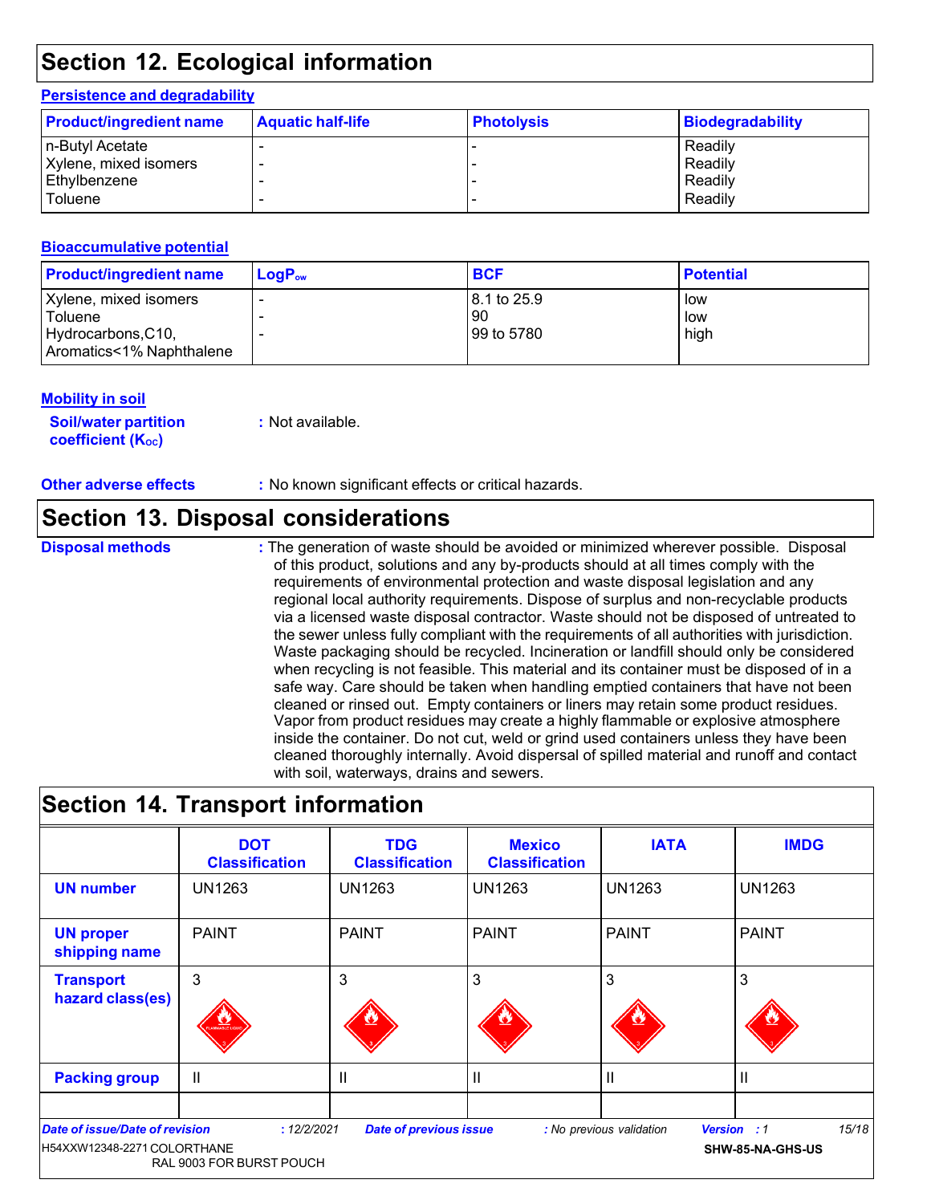## Section 12. Ecological information

### Persistence and degradability

| Product/ingredient name | Aquatic half-life | Photolysis | Biodegradability |
|---|---|---|---|
| n-Butyl Acetate | - | - | Readily |
| Xylene, mixed isomers | - | - | Readily |
| Ethylbenzene | - | - | Readily |
| Toluene | - | - | Readily |

### Bioaccumulative potential

| Product/ingredient name | $LogP_{ow}$ | BCF | Potential |
|---|---|---|---|
| Xylene, mixed isomers | - | 8.1 to 25.9 | low |
| Toluene | - | 90 | low |
| Hydrocarbons,C10, Aromatics<1% Naphthalene | - | 99 to 5780 | high |

### Mobility in soil

**Soil/water partition coefficient ($K_{OC}$)** : Not available.

**Other adverse effects** : No known significant effects or critical hazards.

## Section 13. Disposal considerations

**Disposal methods** : The generation of waste should be avoided or minimized wherever possible. Disposal of this product, solutions and any by-products should at all times comply with the requirements of environmental protection and waste disposal legislation and any regional local authority requirements. Dispose of surplus and non-recyclable products via a licensed waste disposal contractor. Waste should not be disposed of untreated to the sewer unless fully compliant with the requirements of all authorities with jurisdiction. Waste packaging should be recycled. Incineration or landfill should only be considered when recycling is not feasible. This material and its container must be disposed of in a safe way. Care should be taken when handling emptied containers that have not been cleaned or rinsed out. Empty containers or liners may retain some product residues. Vapor from product residues may create a highly flammable or explosive atmosphere inside the container. Do not cut, weld or grind used containers unless they have been cleaned thoroughly internally. Avoid dispersal of spilled material and runoff and contact with soil, waterways, drains and sewers.

## Section 14. Transport information

| | DOT Classification | TDG Classification | Mexico Classification | IATA | IMDG |
|---|---|---|---|---|---|
| **UN number** | UN1263 | UN1263 | UN1263 | UN1263 | UN1263 |
| **UN proper shipping name** | PAINT | PAINT | PAINT | PAINT | PAINT |
| **Transport hazard class(es)** | 3 | 3 | 3 | 3 | 3 |
| **Packing group** | II | II | II | II | II |
| | | | | | |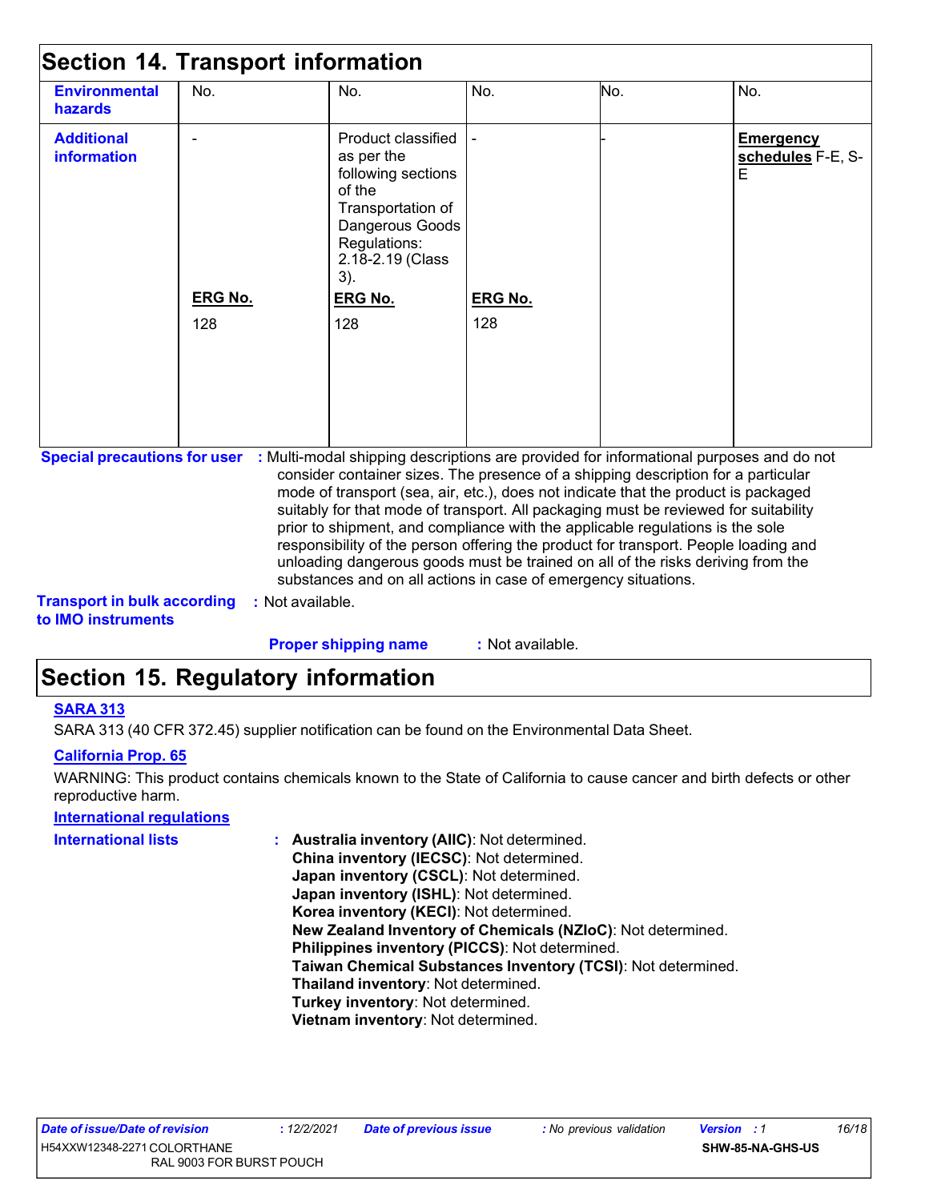## Section 14. Transport information

| | | | | | |
|---|---|---|---|---|---|
| **Environmental hazards** | No. | No. | No. | No. | No. |
| **Additional information** | -<br><br>**ERG No.**<br>128 | Product classified as per the following sections of the Transportation of Dangerous Goods Regulations: 2.18-2.19 (Class 3).<br><br>**ERG No.**<br>128 | -<br><br>**ERG No.**<br>128 | - | **Emergency schedules** F-E, S-E |

**Special precautions for user** : Multi-modal shipping descriptions are provided for informational purposes and do not consider container sizes. The presence of a shipping description for a particular mode of transport (sea, air, etc.), does not indicate that the product is packaged suitably for that mode of transport. All packaging must be reviewed for suitability prior to shipment, and compliance with the applicable regulations is the sole responsibility of the person offering the product for transport. People loading and unloading dangerous goods must be trained on all of the risks deriving from the substances and on all actions in case of emergency situations.

**Transport in bulk according to IMO instruments** : Not available.

**Proper shipping name** : Not available.

## Section 15. Regulatory information

**SARA 313**

SARA 313 (40 CFR 372.45) supplier notification can be found on the Environmental Data Sheet.

**California Prop. 65**

WARNING: This product contains chemicals known to the State of California to cause cancer and birth defects or other reproductive harm.

**International regulations**

**International lists** :
**Australia inventory (AIIC)**: Not determined.
**China inventory (IECSC)**: Not determined.
**Japan inventory (CSCL)**: Not determined.
**Japan inventory (ISHL)**: Not determined.
**Korea inventory (KECI)**: Not determined.
**New Zealand Inventory of Chemicals (NZIoC)**: Not determined.
**Philippines inventory (PICCS)**: Not determined.
**Taiwan Chemical Substances Inventory (TCSI)**: Not determined.
**Thailand inventory**: Not determined.
**Turkey inventory**: Not determined.
**Vietnam inventory**: Not determined.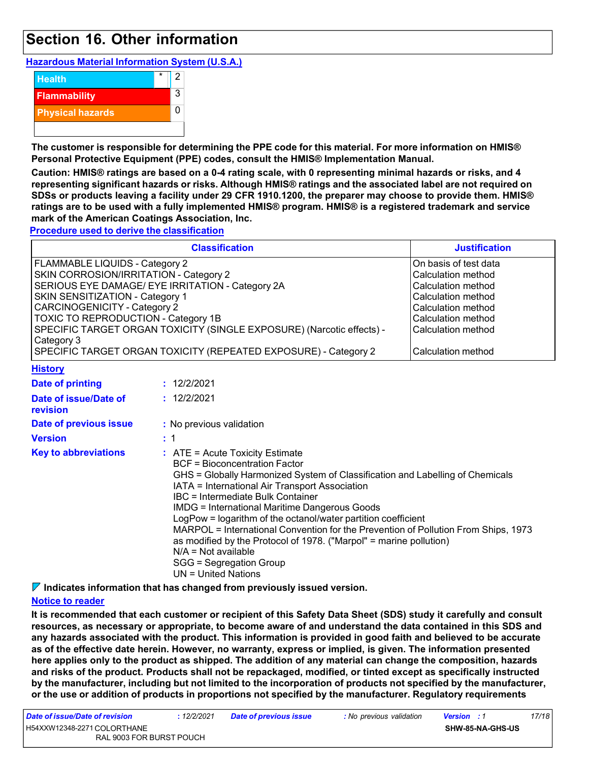# Section 16. Other information

**Hazardous Material Information System (U.S.A.)**

| | | |
|---|---|---|
| Health | * | 2 |
| Flammability | | 3 |
| Physical hazards | | 0 |

**The customer is responsible for determining the PPE code for this material. For more information on HMIS® Personal Protective Equipment (PPE) codes, consult the HMIS® Implementation Manual.**

**Caution: HMIS® ratings are based on a 0-4 rating scale, with 0 representing minimal hazards or risks, and 4 representing significant hazards or risks. Although HMIS® ratings and the associated label are not required on SDSs or products leaving a facility under 29 CFR 1910.1200, the preparer may choose to provide them. HMIS® ratings are to be used with a fully implemented HMIS® program. HMIS® is a registered trademark and service mark of the American Coatings Association, Inc.**

**Procedure used to derive the classification**

| Classification | Justification |
|---|---|
| FLAMMABLE LIQUIDS - Category 2 | On basis of test data |
| SKIN CORROSION/IRRITATION - Category 2 | Calculation method |
| SERIOUS EYE DAMAGE/ EYE IRRITATION - Category 2A | Calculation method |
| SKIN SENSITIZATION - Category 1 | Calculation method |
| CARCINOGENICITY - Category 2 | Calculation method |
| TOXIC TO REPRODUCTION - Category 1B | Calculation method |
| SPECIFIC TARGET ORGAN TOXICITY (SINGLE EXPOSURE) (Narcotic effects) - Category 3 | Calculation method |
| SPECIFIC TARGET ORGAN TOXICITY (REPEATED EXPOSURE) - Category 2 | Calculation method |

**History**

**Date of printing** : 12/2/2021

**Date of issue/Date of revision** : 12/2/2021

**Date of previous issue** : No previous validation

**Version** : 1

**Key to abbreviations** : ATE = Acute Toxicity Estimate
BCF = Bioconcentration Factor
GHS = Globally Harmonized System of Classification and Labelling of Chemicals
IATA = International Air Transport Association
IBC = Intermediate Bulk Container
IMDG = International Maritime Dangerous Goods
LogPow = logarithm of the octanol/water partition coefficient
MARPOL = International Convention for the Prevention of Pollution From Ships, 1973 as modified by the Protocol of 1978. ("Marpol" = marine pollution)
N/A = Not available
SGG = Segregation Group
UN = United Nations

**Indicates information that has changed from previously issued version.**

**Notice to reader**

**It is recommended that each customer or recipient of this Safety Data Sheet (SDS) study it carefully and consult resources, as necessary or appropriate, to become aware of and understand the data contained in this SDS and any hazards associated with the product. This information is provided in good faith and believed to be accurate as of the effective date herein. However, no warranty, express or implied, is given. The information presented here applies only to the product as shipped. The addition of any material can change the composition, hazards and risks of the product. Products shall not be repackaged, modified, or tinted except as specifically instructed by the manufacturer, including but not limited to the incorporation of products not specified by the manufacturer, or the use or addition of products in proportions not specified by the manufacturer. Regulatory requirements**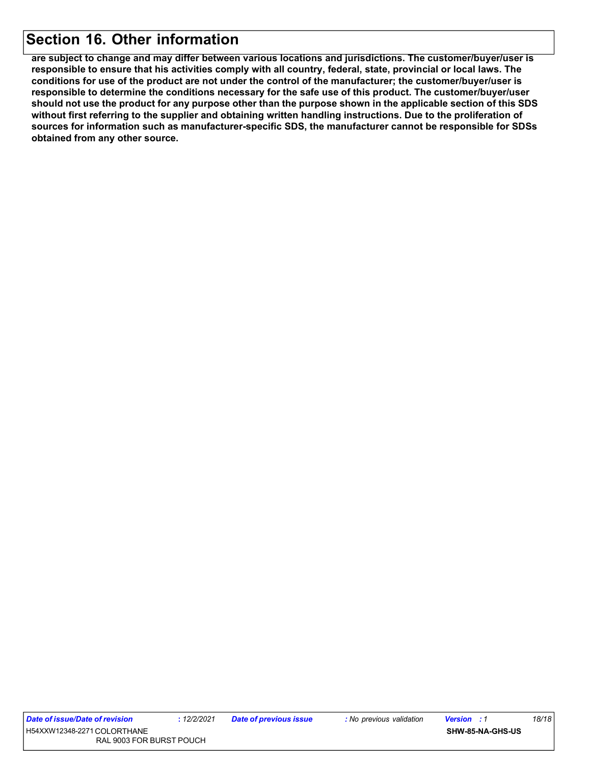## Section 16. Other information

**are subject to change and may differ between various locations and jurisdictions. The customer/buyer/user is responsible to ensure that his activities comply with all country, federal, state, provincial or local laws. The conditions for use of the product are not under the control of the manufacturer; the customer/buyer/user is responsible to determine the conditions necessary for the safe use of this product. The customer/buyer/user should not use the product for any purpose other than the purpose shown in the applicable section of this SDS without first referring to the supplier and obtaining written handling instructions. Due to the proliferation of sources for information such as manufacturer-specific SDS, the manufacturer cannot be responsible for SDSs obtained from any other source.**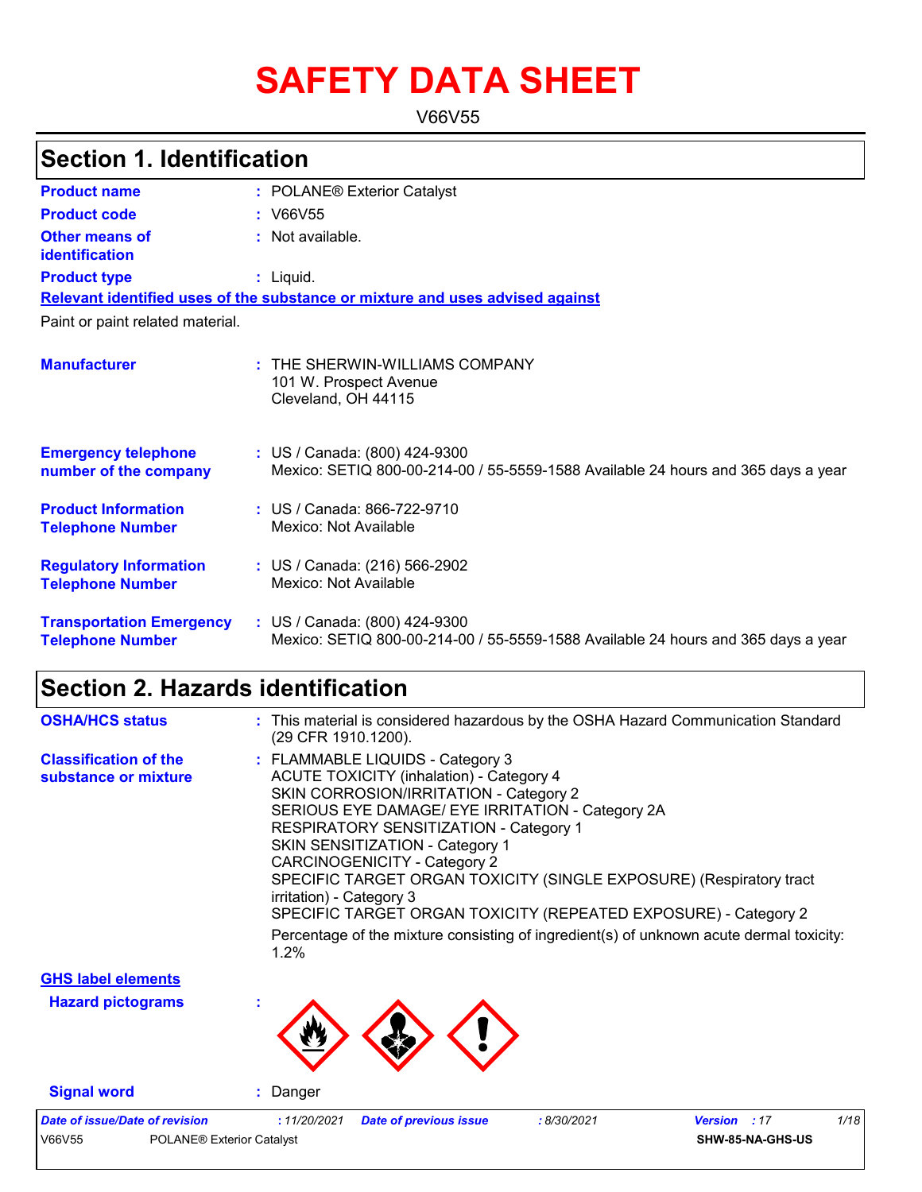# SAFETY DATA SHEET

V66V55

## Section 1. Identification

| | | |
|---|---|---|
| **Product name** | : | POLANE® Exterior Catalyst |
| **Product code** | : | V66V55 |
| **Other means of identification** | : | Not available. |
| **Product type** | : | Liquid. |

**Relevant identified uses of the substance or mixture and uses advised against**

Paint or paint related material.

| | | |
|---|---|---|
| **Manufacturer** | : | THE SHERWIN-WILLIAMS COMPANY<br>101 W. Prospect Avenue<br>Cleveland, OH 44115 |
| **Emergency telephone number of the company** | : | US / Canada: (800) 424-9300<br>Mexico: SETIQ 800-00-214-00 / 55-5559-1588 Available 24 hours and 365 days a year |
| **Product Information Telephone Number** | : | US / Canada: 866-722-9710<br>Mexico: Not Available |
| **Regulatory Information Telephone Number** | : | US / Canada: (216) 566-2902<br>Mexico: Not Available |
| **Transportation Emergency Telephone Number** | : | US / Canada: (800) 424-9300<br>Mexico: SETIQ 800-00-214-00 / 55-5559-1588 Available 24 hours and 365 days a year |

## Section 2. Hazards identification

| | | |
|---|---|---|
| **OSHA/HCS status** | : | This material is considered hazardous by the OSHA Hazard Communication Standard (29 CFR 1910.1200). |
| **Classification of the substance or mixture** | : | FLAMMABLE LIQUIDS - Category 3<br>ACUTE TOXICITY (inhalation) - Category 4<br>SKIN CORROSION/IRRITATION - Category 2<br>SERIOUS EYE DAMAGE/ EYE IRRITATION - Category 2A<br>RESPIRATORY SENSITIZATION - Category 1<br>SKIN SENSITIZATION - Category 1<br>CARCINOGENICITY - Category 2<br>SPECIFIC TARGET ORGAN TOXICITY (SINGLE EXPOSURE) (Respiratory tract irritation) - Category 3<br>SPECIFIC TARGET ORGAN TOXICITY (REPEATED EXPOSURE) - Category 2<br>Percentage of the mixture consisting of ingredient(s) of unknown acute dermal toxicity: 1.2% |

**GHS label elements**

| | | |
|---|---|---|
| **Hazard pictograms** | : | |
| **Signal word** | : | Danger |

| | | | | | |
|---|---|---|---|---|---|
| *Date of issue/Date of revision* | : 11/20/2021 | *Date of previous issue* | : 8/30/2021 | *Version* | : 17 |
| V66V55 | POLANE® Exterior Catalyst | | | | SHW-85-NA-GHS-US |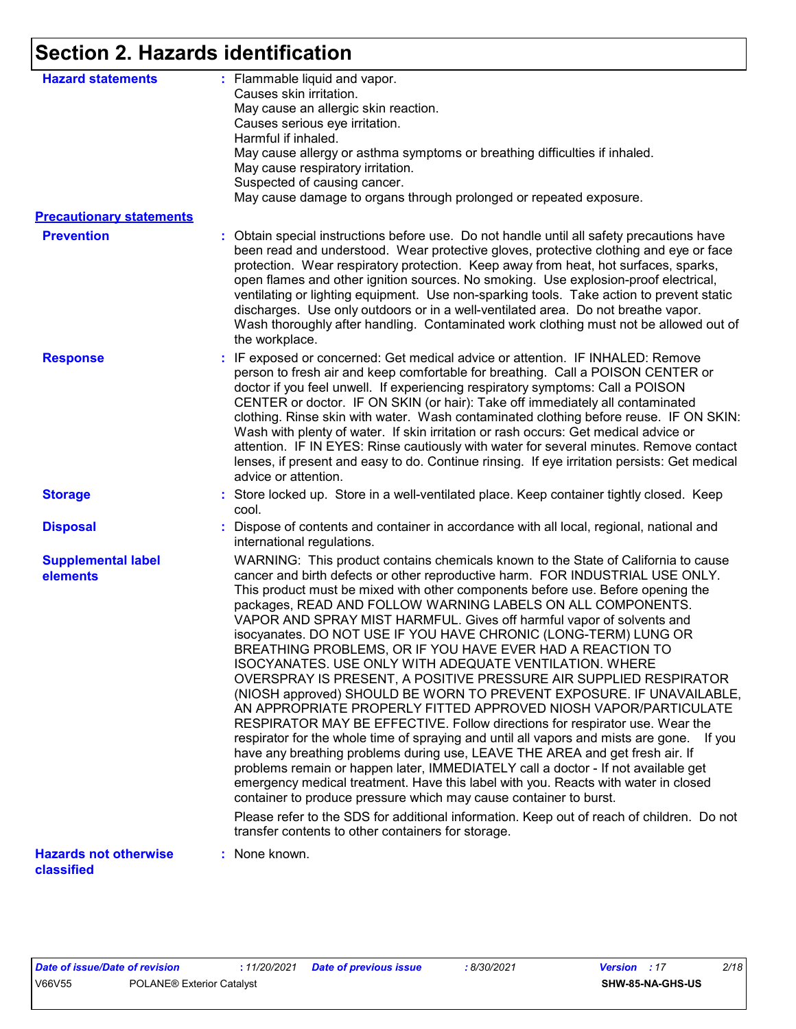## Section 2. Hazards identification

**Hazard statements** : Flammable liquid and vapor.
Causes skin irritation.
May cause an allergic skin reaction.
Causes serious eye irritation.
Harmful if inhaled.
May cause allergy or asthma symptoms or breathing difficulties if inhaled.
May cause respiratory irritation.
Suspected of causing cancer.
May cause damage to organs through prolonged or repeated exposure.

**Precautionary statements**

**Prevention** : Obtain special instructions before use. Do not handle until all safety precautions have been read and understood. Wear protective gloves, protective clothing and eye or face protection. Wear respiratory protection. Keep away from heat, hot surfaces, sparks, open flames and other ignition sources. No smoking. Use explosion-proof electrical, ventilating or lighting equipment. Use non-sparking tools. Take action to prevent static discharges. Use only outdoors or in a well-ventilated area. Do not breathe vapor. Wash thoroughly after handling. Contaminated work clothing must not be allowed out of the workplace.

**Response** : IF exposed or concerned: Get medical advice or attention. IF INHALED: Remove person to fresh air and keep comfortable for breathing. Call a POISON CENTER or doctor if you feel unwell. If experiencing respiratory symptoms: Call a POISON CENTER or doctor. IF ON SKIN (or hair): Take off immediately all contaminated clothing. Rinse skin with water. Wash contaminated clothing before reuse. IF ON SKIN: Wash with plenty of water. If skin irritation or rash occurs: Get medical advice or attention. IF IN EYES: Rinse cautiously with water for several minutes. Remove contact lenses, if present and easy to do. Continue rinsing. If eye irritation persists: Get medical advice or attention.

**Storage** : Store locked up. Store in a well-ventilated place. Keep container tightly closed. Keep cool.

**Disposal** : Dispose of contents and container in accordance with all local, regional, national and international regulations.

**Supplemental label elements**

WARNING: This product contains chemicals known to the State of California to cause cancer and birth defects or other reproductive harm. FOR INDUSTRIAL USE ONLY. This product must be mixed with other components before use. Before opening the packages, READ AND FOLLOW WARNING LABELS ON ALL COMPONENTS. VAPOR AND SPRAY MIST HARMFUL. Gives off harmful vapor of solvents and isocyanates. DO NOT USE IF YOU HAVE CHRONIC (LONG-TERM) LUNG OR BREATHING PROBLEMS, OR IF YOU HAVE EVER HAD A REACTION TO ISOCYANATES. USE ONLY WITH ADEQUATE VENTILATION. WHERE OVERSPRAY IS PRESENT, A POSITIVE PRESSURE AIR SUPPLIED RESPIRATOR (NIOSH approved) SHOULD BE WORN TO PREVENT EXPOSURE. IF UNAVAILABLE, AN APPROPRIATE PROPERLY FITTED APPROVED NIOSH VAPOR/PARTICULATE RESPIRATOR MAY BE EFFECTIVE. Follow directions for respirator use. Wear the respirator for the whole time of spraying and until all vapors and mists are gone. If you have any breathing problems during use, LEAVE THE AREA and get fresh air. If problems remain or happen later, IMMEDIATELY call a doctor - If not available get emergency medical treatment. Have this label with you. Reacts with water in closed container to produce pressure which may cause container to burst.

Please refer to the SDS for additional information. Keep out of reach of children. Do not transfer contents to other containers for storage.

**Hazards not otherwise classified** : None known.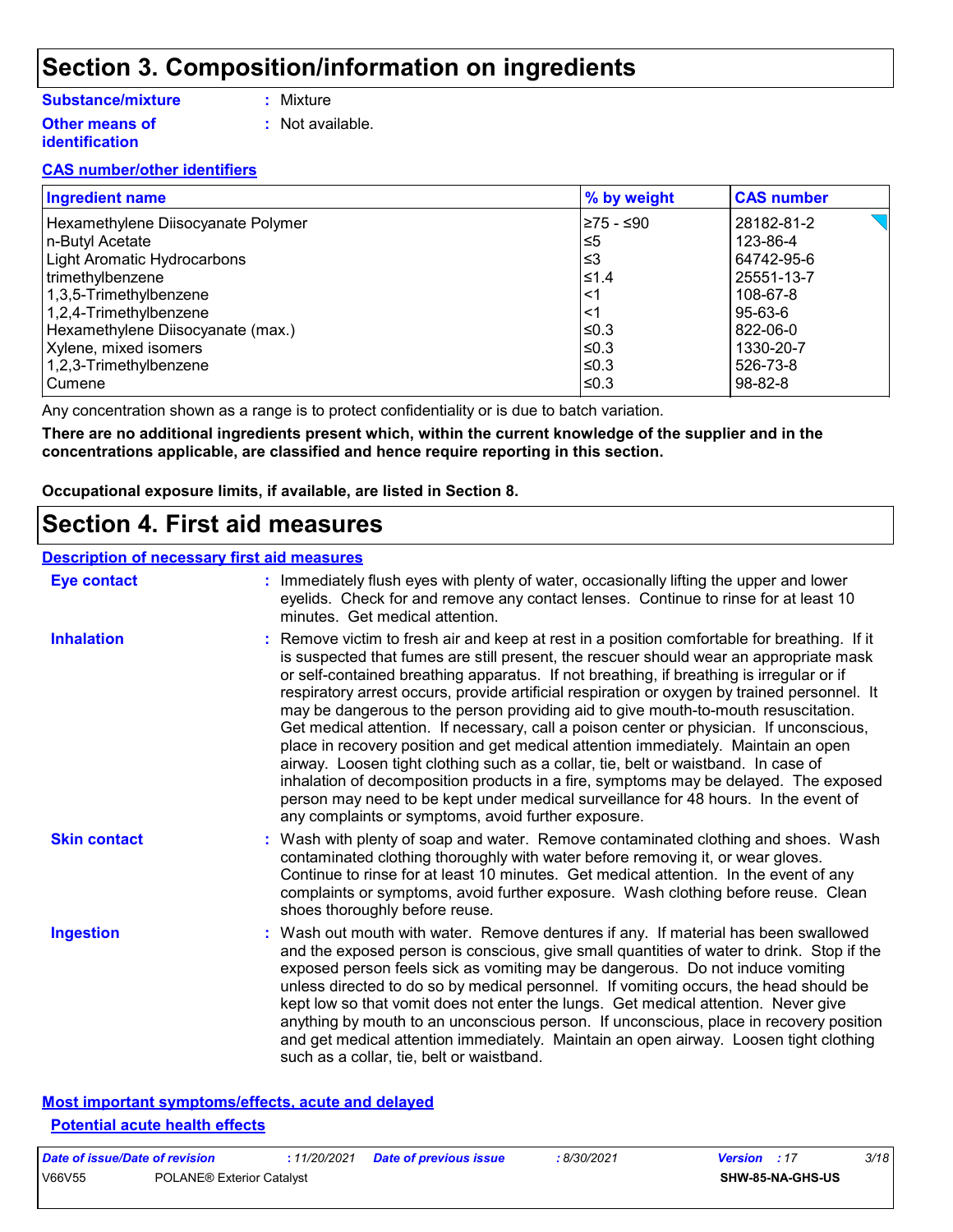# Section 3. Composition/information on ingredients

**Substance/mixture** : Mixture

**Other means of identification** : Not available.

**CAS number/other identifiers**

| Ingredient name | % by weight | CAS number |
|---|---|---|
| Hexamethylene Diisocyanate Polymer | ≥75 - ≤90 | 28182-81-2 |
| n-Butyl Acetate | ≤5 | 123-86-4 |
| Light Aromatic Hydrocarbons | ≤3 | 64742-95-6 |
| trimethylbenzene | ≤1.4 | 25551-13-7 |
| 1,3,5-Trimethylbenzene | <1 | 108-67-8 |
| 1,2,4-Trimethylbenzene | <1 | 95-63-6 |
| Hexamethylene Diisocyanate (max.) | ≤0.3 | 822-06-0 |
| Xylene, mixed isomers | ≤0.3 | 1330-20-7 |
| 1,2,3-Trimethylbenzene | ≤0.3 | 526-73-8 |
| Cumene | ≤0.3 | 98-82-8 |

Any concentration shown as a range is to protect confidentiality or is due to batch variation.

**There are no additional ingredients present which, within the current knowledge of the supplier and in the concentrations applicable, are classified and hence require reporting in this section.**

**Occupational exposure limits, if available, are listed in Section 8.**

# Section 4. First aid measures

**Description of necessary first aid measures**

**Eye contact** : Immediately flush eyes with plenty of water, occasionally lifting the upper and lower eyelids. Check for and remove any contact lenses. Continue to rinse for at least 10 minutes. Get medical attention.

**Inhalation** : Remove victim to fresh air and keep at rest in a position comfortable for breathing. If it is suspected that fumes are still present, the rescuer should wear an appropriate mask or self-contained breathing apparatus. If not breathing, if breathing is irregular or if respiratory arrest occurs, provide artificial respiration or oxygen by trained personnel. It may be dangerous to the person providing aid to give mouth-to-mouth resuscitation. Get medical attention. If necessary, call a poison center or physician. If unconscious, place in recovery position and get medical attention immediately. Maintain an open airway. Loosen tight clothing such as a collar, tie, belt or waistband. In case of inhalation of decomposition products in a fire, symptoms may be delayed. The exposed person may need to be kept under medical surveillance for 48 hours. In the event of any complaints or symptoms, avoid further exposure.

**Skin contact** : Wash with plenty of soap and water. Remove contaminated clothing and shoes. Wash contaminated clothing thoroughly with water before removing it, or wear gloves. Continue to rinse for at least 10 minutes. Get medical attention. In the event of any complaints or symptoms, avoid further exposure. Wash clothing before reuse. Clean shoes thoroughly before reuse.

**Ingestion** : Wash out mouth with water. Remove dentures if any. If material has been swallowed and the exposed person is conscious, give small quantities of water to drink. Stop if the exposed person feels sick as vomiting may be dangerous. Do not induce vomiting unless directed to do so by medical personnel. If vomiting occurs, the head should be kept low so that vomit does not enter the lungs. Get medical attention. Never give anything by mouth to an unconscious person. If unconscious, place in recovery position and get medical attention immediately. Maintain an open airway. Loosen tight clothing such as a collar, tie, belt or waistband.

**Most important symptoms/effects, acute and delayed**

**Potential acute health effects**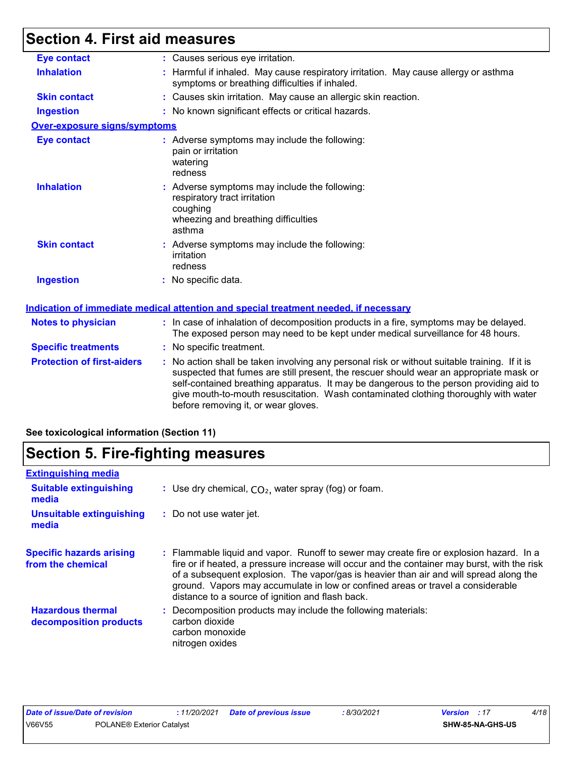# Section 4. First aid measures

**Eye contact** : Causes serious eye irritation.

**Inhalation** : Harmful if inhaled. May cause respiratory irritation. May cause allergy or asthma symptoms or breathing difficulties if inhaled.

**Skin contact** : Causes skin irritation. May cause an allergic skin reaction.

**Ingestion** : No known significant effects or critical hazards.

**Over-exposure signs/symptoms**

**Eye contact** : Adverse symptoms may include the following:
pain or irritation
watering
redness

**Inhalation** : Adverse symptoms may include the following:
respiratory tract irritation
coughing
wheezing and breathing difficulties
asthma

**Skin contact** : Adverse symptoms may include the following:
irritation
redness

**Ingestion** : No specific data.

**Indication of immediate medical attention and special treatment needed, if necessary**

**Notes to physician** : In case of inhalation of decomposition products in a fire, symptoms may be delayed. The exposed person may need to be kept under medical surveillance for 48 hours.

**Specific treatments** : No specific treatment.

**Protection of first-aiders** : No action shall be taken involving any personal risk or without suitable training. If it is suspected that fumes are still present, the rescuer should wear an appropriate mask or self-contained breathing apparatus. It may be dangerous to the person providing aid to give mouth-to-mouth resuscitation. Wash contaminated clothing thoroughly with water before removing it, or wear gloves.

**See toxicological information (Section 11)**

# Section 5. Fire-fighting measures

**Extinguishing media**

**Suitable extinguishing media** : Use dry chemical, $CO_2$, water spray (fog) or foam.

**Unsuitable extinguishing media** : Do not use water jet.

**Specific hazards arising from the chemical** : Flammable liquid and vapor. Runoff to sewer may create fire or explosion hazard. In a fire or if heated, a pressure increase will occur and the container may burst, with the risk of a subsequent explosion. The vapor/gas is heavier than air and will spread along the ground. Vapors may accumulate in low or confined areas or travel a considerable distance to a source of ignition and flash back.

**Hazardous thermal decomposition products** : Decomposition products may include the following materials:
carbon dioxide
carbon monoxide
nitrogen oxides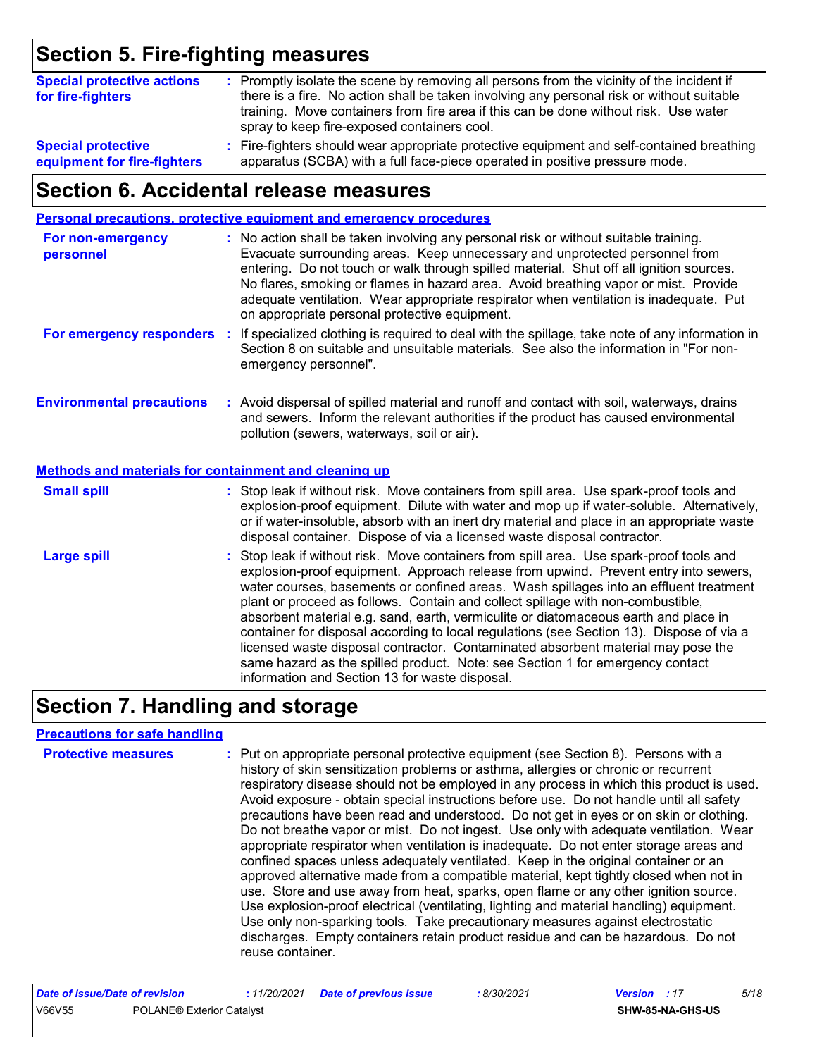## Section 5. Fire-fighting measures

**Special protective actions for fire-fighters** : Promptly isolate the scene by removing all persons from the vicinity of the incident if there is a fire. No action shall be taken involving any personal risk or without suitable training. Move containers from fire area if this can be done without risk. Use water spray to keep fire-exposed containers cool.

**Special protective equipment for fire-fighters** : Fire-fighters should wear appropriate protective equipment and self-contained breathing apparatus (SCBA) with a full face-piece operated in positive pressure mode.

## Section 6. Accidental release measures

### Personal precautions, protective equipment and emergency procedures

**For non-emergency personnel** : No action shall be taken involving any personal risk or without suitable training. Evacuate surrounding areas. Keep unnecessary and unprotected personnel from entering. Do not touch or walk through spilled material. Shut off all ignition sources. No flares, smoking or flames in hazard area. Avoid breathing vapor or mist. Provide adequate ventilation. Wear appropriate respirator when ventilation is inadequate. Put on appropriate personal protective equipment.

**For emergency responders** : If specialized clothing is required to deal with the spillage, take note of any information in Section 8 on suitable and unsuitable materials. See also the information in "For non-emergency personnel".

**Environmental precautions** : Avoid dispersal of spilled material and runoff and contact with soil, waterways, drains and sewers. Inform the relevant authorities if the product has caused environmental pollution (sewers, waterways, soil or air).

### Methods and materials for containment and cleaning up

**Small spill** : Stop leak if without risk. Move containers from spill area. Use spark-proof tools and explosion-proof equipment. Dilute with water and mop up if water-soluble. Alternatively, or if water-insoluble, absorb with an inert dry material and place in an appropriate waste disposal container. Dispose of via a licensed waste disposal contractor.

**Large spill** : Stop leak if without risk. Move containers from spill area. Use spark-proof tools and explosion-proof equipment. Approach release from upwind. Prevent entry into sewers, water courses, basements or confined areas. Wash spillages into an effluent treatment plant or proceed as follows. Contain and collect spillage with non-combustible, absorbent material e.g. sand, earth, vermiculite or diatomaceous earth and place in container for disposal according to local regulations (see Section 13). Dispose of via a licensed waste disposal contractor. Contaminated absorbent material may pose the same hazard as the spilled product. Note: see Section 1 for emergency contact information and Section 13 for waste disposal.

## Section 7. Handling and storage

### Precautions for safe handling

**Protective measures** : Put on appropriate personal protective equipment (see Section 8). Persons with a history of skin sensitization problems or asthma, allergies or chronic or recurrent respiratory disease should not be employed in any process in which this product is used. Avoid exposure - obtain special instructions before use. Do not handle until all safety precautions have been read and understood. Do not get in eyes or on skin or clothing. Do not breathe vapor or mist. Do not ingest. Use only with adequate ventilation. Wear appropriate respirator when ventilation is inadequate. Do not enter storage areas and confined spaces unless adequately ventilated. Keep in the original container or an approved alternative made from a compatible material, kept tightly closed when not in use. Store and use away from heat, sparks, open flame or any other ignition source. Use explosion-proof electrical (ventilating, lighting and material handling) equipment. Use only non-sparking tools. Take precautionary measures against electrostatic discharges. Empty containers retain product residue and can be hazardous. Do not reuse container.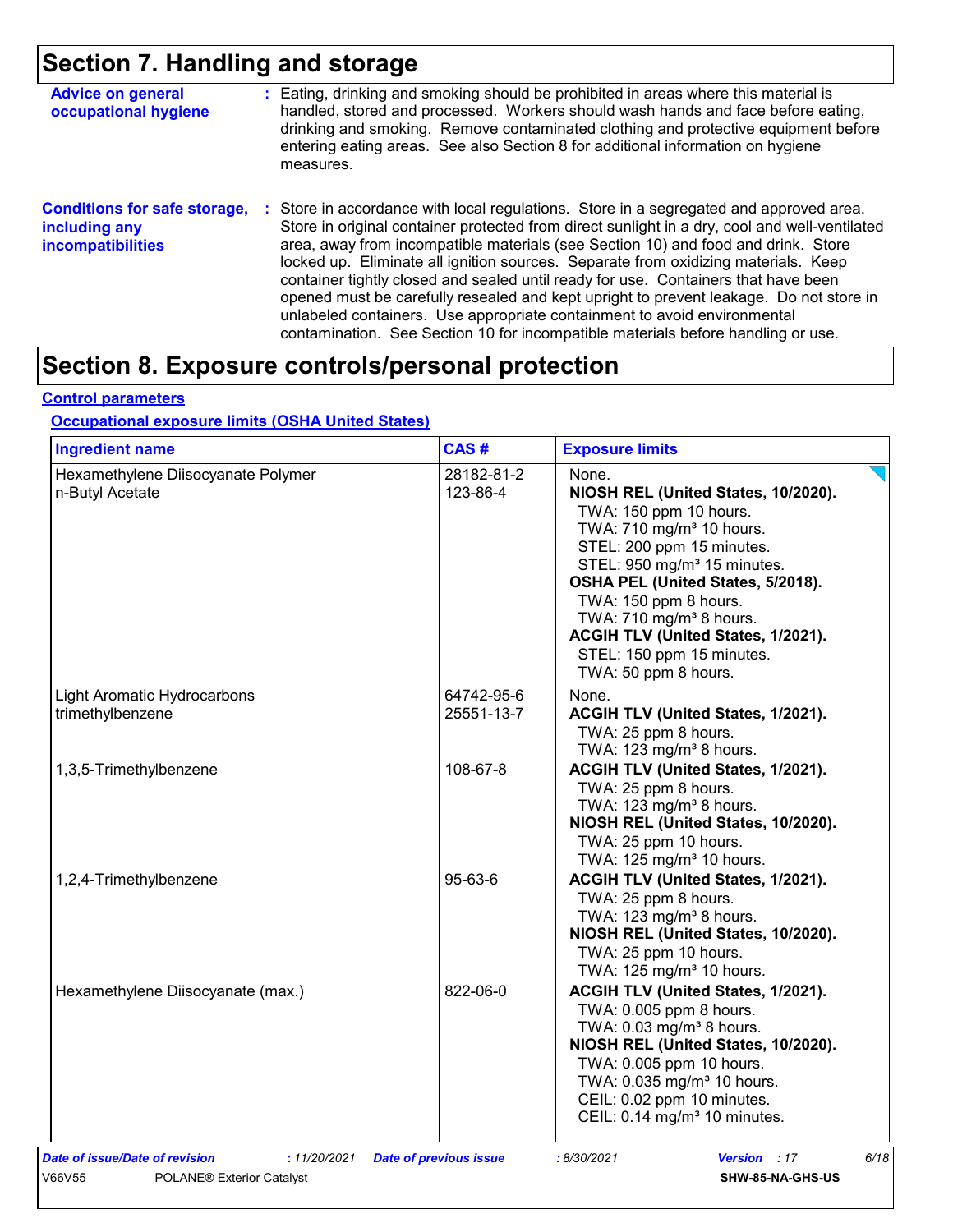## Section 7. Handling and storage

**Advice on general occupational hygiene** : Eating, drinking and smoking should be prohibited in areas where this material is handled, stored and processed. Workers should wash hands and face before eating, drinking and smoking. Remove contaminated clothing and protective equipment before entering eating areas. See also Section 8 for additional information on hygiene measures.

**Conditions for safe storage, including any incompatibilities** : Store in accordance with local regulations. Store in a segregated and approved area. Store in original container protected from direct sunlight in a dry, cool and well-ventilated area, away from incompatible materials (see Section 10) and food and drink. Store locked up. Eliminate all ignition sources. Separate from oxidizing materials. Keep container tightly closed and sealed until ready for use. Containers that have been opened must be carefully resealed and kept upright to prevent leakage. Do not store in unlabeled containers. Use appropriate containment to avoid environmental contamination. See Section 10 for incompatible materials before handling or use.

## Section 8. Exposure controls/personal protection

**Control parameters**

**Occupational exposure limits (OSHA United States)**

| Ingredient name | CAS # | Exposure limits |
|---|---|---|
| Hexamethylene Diisocyanate Polymer | 28182-81-2 | None. |
| n-Butyl Acetate | 123-86-4 | **NIOSH REL (United States, 10/2020).**<br>TWA: 150 ppm 10 hours.<br>TWA: 710 mg/m³ 10 hours.<br>STEL: 200 ppm 15 minutes.<br>STEL: 950 mg/m³ 15 minutes.<br>**OSHA PEL (United States, 5/2018).**<br>TWA: 150 ppm 8 hours.<br>TWA: 710 mg/m³ 8 hours.<br>**ACGIH TLV (United States, 1/2021).**<br>STEL: 150 ppm 15 minutes.<br>TWA: 50 ppm 8 hours. |
| Light Aromatic Hydrocarbons | 64742-95-6 | None. |
| trimethylbenzene | 25551-13-7 | **ACGIH TLV (United States, 1/2021).**<br>TWA: 25 ppm 8 hours.<br>TWA: 123 mg/m³ 8 hours. |
| 1,3,5-Trimethylbenzene | 108-67-8 | **ACGIH TLV (United States, 1/2021).**<br>TWA: 25 ppm 8 hours.<br>TWA: 123 mg/m³ 8 hours.<br>**NIOSH REL (United States, 10/2020).**<br>TWA: 25 ppm 10 hours.<br>TWA: 125 mg/m³ 10 hours. |
| 1,2,4-Trimethylbenzene | 95-63-6 | **ACGIH TLV (United States, 1/2021).**<br>TWA: 25 ppm 8 hours.<br>TWA: 123 mg/m³ 8 hours.<br>**NIOSH REL (United States, 10/2020).**<br>TWA: 25 ppm 10 hours.<br>TWA: 125 mg/m³ 10 hours. |
| Hexamethylene Diisocyanate (max.) | 822-06-0 | **ACGIH TLV (United States, 1/2021).**<br>TWA: 0.005 ppm 8 hours.<br>TWA: 0.03 mg/m³ 8 hours.<br>**NIOSH REL (United States, 10/2020).**<br>TWA: 0.005 ppm 10 hours.<br>TWA: 0.035 mg/m³ 10 hours.<br>CEIL: 0.02 ppm 10 minutes.<br>CEIL: 0.14 mg/m³ 10 minutes. |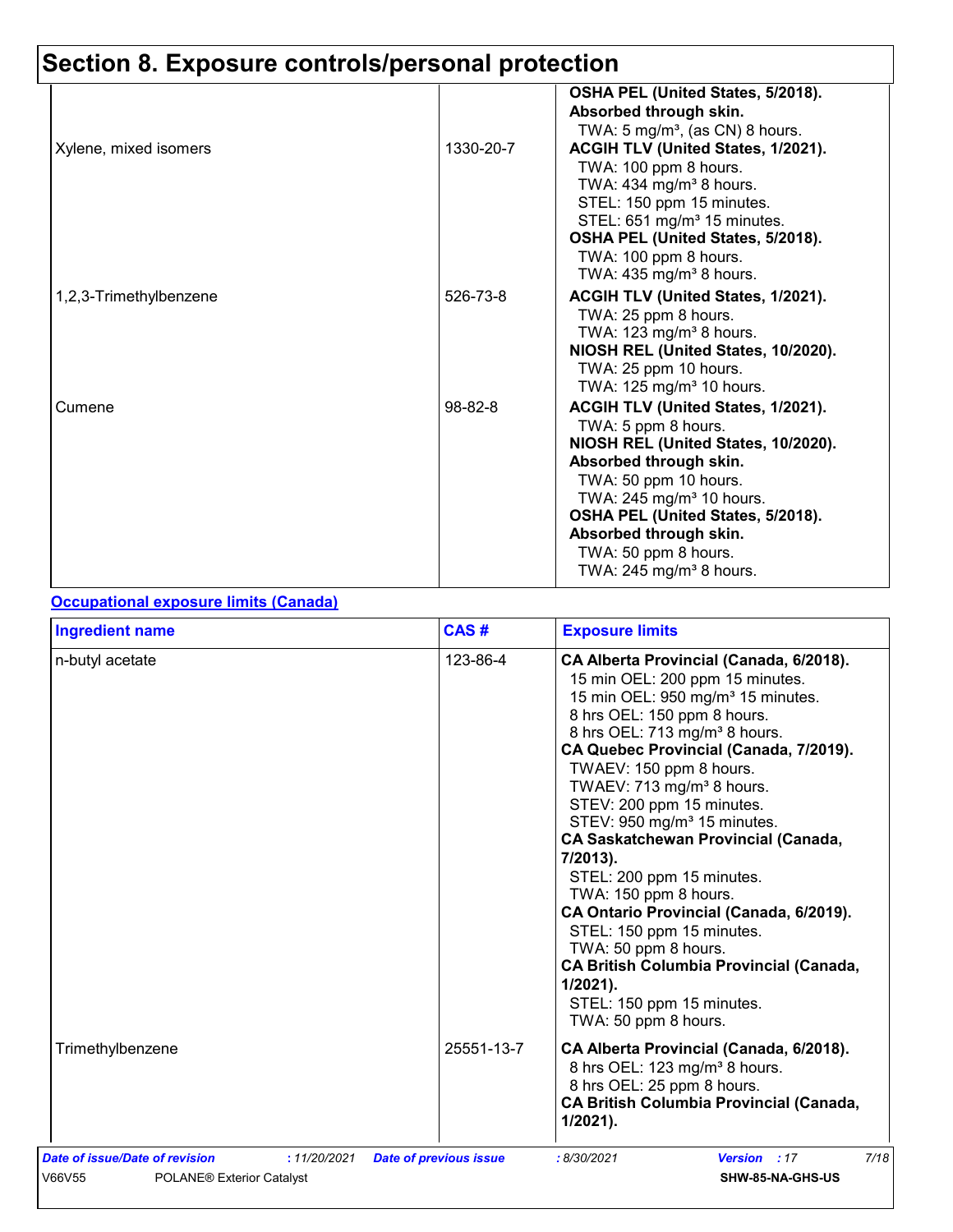## Section 8. Exposure controls/personal protection

| | | |
|---|---|---|
| | | **OSHA PEL (United States, 5/2018).** **Absorbed through skin.** TWA: 5 mg/m³, (as CN) 8 hours. |
| Xylene, mixed isomers | 1330-20-7 | **ACGIH TLV (United States, 1/2021).** TWA: 100 ppm 8 hours. TWA: 434 mg/m³ 8 hours. STEL: 150 ppm 15 minutes. STEL: 651 mg/m³ 15 minutes. **OSHA PEL (United States, 5/2018).** TWA: 100 ppm 8 hours. TWA: 435 mg/m³ 8 hours. |
| 1,2,3-Trimethylbenzene | 526-73-8 | **ACGIH TLV (United States, 1/2021).** TWA: 25 ppm 8 hours. TWA: 123 mg/m³ 8 hours. **NIOSH REL (United States, 10/2020).** TWA: 25 ppm 10 hours. TWA: 125 mg/m³ 10 hours. |
| Cumene | 98-82-8 | **ACGIH TLV (United States, 1/2021).** TWA: 5 ppm 8 hours. **NIOSH REL (United States, 10/2020).** **Absorbed through skin.** TWA: 50 ppm 10 hours. TWA: 245 mg/m³ 10 hours. **OSHA PEL (United States, 5/2018).** **Absorbed through skin.** TWA: 50 ppm 8 hours. TWA: 245 mg/m³ 8 hours. |

**Occupational exposure limits (Canada)**

| Ingredient name | CAS # | Exposure limits |
|---|---|---|
| n-butyl acetate | 123-86-4 | **CA Alberta Provincial (Canada, 6/2018).** 15 min OEL: 200 ppm 15 minutes. 15 min OEL: 950 mg/m³ 15 minutes. 8 hrs OEL: 150 ppm 8 hours. 8 hrs OEL: 713 mg/m³ 8 hours. **CA Quebec Provincial (Canada, 7/2019).** TWAEV: 150 ppm 8 hours. TWAEV: 713 mg/m³ 8 hours. STEV: 200 ppm 15 minutes. STEV: 950 mg/m³ 15 minutes. **CA Saskatchewan Provincial (Canada, 7/2013).** STEL: 200 ppm 15 minutes. TWA: 150 ppm 8 hours. **CA Ontario Provincial (Canada, 6/2019).** STEL: 150 ppm 15 minutes. TWA: 50 ppm 8 hours. **CA British Columbia Provincial (Canada, 1/2021).** STEL: 150 ppm 15 minutes. TWA: 50 ppm 8 hours. |
| Trimethylbenzene | 25551-13-7 | **CA Alberta Provincial (Canada, 6/2018).** 8 hrs OEL: 123 mg/m³ 8 hours. 8 hrs OEL: 25 ppm 8 hours. **CA British Columbia Provincial (Canada, 1/2021).** |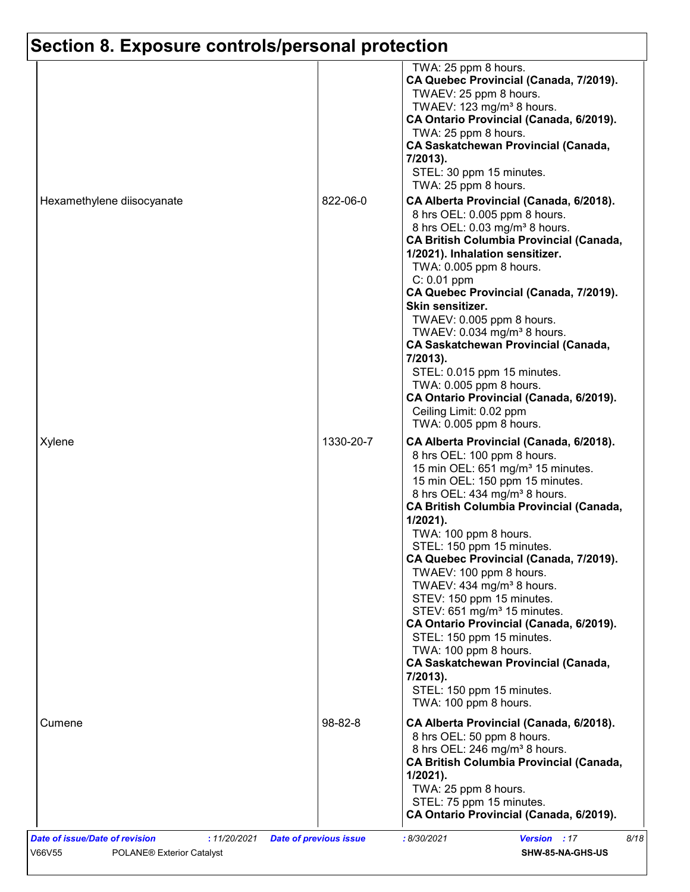## Section 8. Exposure controls/personal protection

| | | |
|---|---|---|
| | | TWA: 25 ppm 8 hours.<br>**CA Quebec Provincial (Canada, 7/2019).**<br>TWAEV: 25 ppm 8 hours.<br>TWAEV: 123 mg/m³ 8 hours.<br>**CA Ontario Provincial (Canada, 6/2019).**<br>TWA: 25 ppm 8 hours.<br>**CA Saskatchewan Provincial (Canada, 7/2013).**<br>STEL: 30 ppm 15 minutes.<br>TWA: 25 ppm 8 hours. |
| Hexamethylene diisocyanate | 822-06-0 | **CA Alberta Provincial (Canada, 6/2018).**<br>8 hrs OEL: 0.005 ppm 8 hours.<br>8 hrs OEL: 0.03 mg/m³ 8 hours.<br>**CA British Columbia Provincial (Canada, 1/2021). Inhalation sensitizer.**<br>TWA: 0.005 ppm 8 hours.<br>C: 0.01 ppm<br>**CA Quebec Provincial (Canada, 7/2019). Skin sensitizer.**<br>TWAEV: 0.005 ppm 8 hours.<br>TWAEV: 0.034 mg/m³ 8 hours.<br>**CA Saskatchewan Provincial (Canada, 7/2013).**<br>STEL: 0.015 ppm 15 minutes.<br>TWA: 0.005 ppm 8 hours.<br>**CA Ontario Provincial (Canada, 6/2019).**<br>Ceiling Limit: 0.02 ppm<br>TWA: 0.005 ppm 8 hours. |
| Xylene | 1330-20-7 | **CA Alberta Provincial (Canada, 6/2018).**<br>8 hrs OEL: 100 ppm 8 hours.<br>15 min OEL: 651 mg/m³ 15 minutes.<br>15 min OEL: 150 ppm 15 minutes.<br>8 hrs OEL: 434 mg/m³ 8 hours.<br>**CA British Columbia Provincial (Canada, 1/2021).**<br>TWA: 100 ppm 8 hours.<br>STEL: 150 ppm 15 minutes.<br>**CA Quebec Provincial (Canada, 7/2019).**<br>TWAEV: 100 ppm 8 hours.<br>TWAEV: 434 mg/m³ 8 hours.<br>STEV: 150 ppm 15 minutes.<br>STEV: 651 mg/m³ 15 minutes.<br>**CA Ontario Provincial (Canada, 6/2019).**<br>STEL: 150 ppm 15 minutes.<br>TWA: 100 ppm 8 hours.<br>**CA Saskatchewan Provincial (Canada, 7/2013).**<br>STEL: 150 ppm 15 minutes.<br>TWA: 100 ppm 8 hours. |
| Cumene | 98-82-8 | **CA Alberta Provincial (Canada, 6/2018).**<br>8 hrs OEL: 50 ppm 8 hours.<br>8 hrs OEL: 246 mg/m³ 8 hours.<br>**CA British Columbia Provincial (Canada, 1/2021).**<br>TWA: 25 ppm 8 hours.<br>STEL: 75 ppm 15 minutes.<br>**CA Ontario Provincial (Canada, 6/2019).** |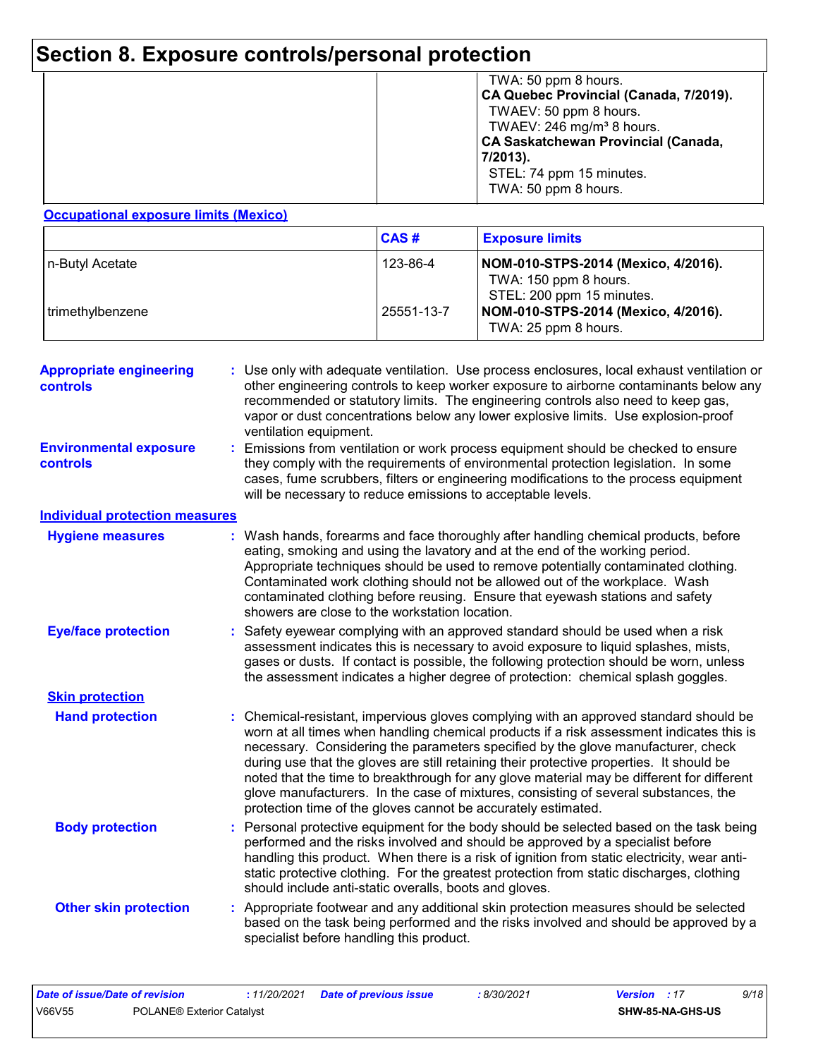# Section 8. Exposure controls/personal protection

| | | |
|---|---|---|
| | | TWA: 50 ppm 8 hours.<br>**CA Quebec Provincial (Canada, 7/2019).**<br>TWAEV: 50 ppm 8 hours.<br>TWAEV: 246 mg/m³ 8 hours.<br>**CA Saskatchewan Provincial (Canada, 7/2013).**<br>STEL: 74 ppm 15 minutes.<br>TWA: 50 ppm 8 hours. |

**Occupational exposure limits (Mexico)**

| | CAS # | Exposure limits |
|---|---|---|
| n-Butyl Acetate | 123-86-4 | **NOM-010-STPS-2014 (Mexico, 4/2016).**<br>TWA: 150 ppm 8 hours.<br>STEL: 200 ppm 15 minutes. |
| trimethylbenzene | 25551-13-7 | **NOM-010-STPS-2014 (Mexico, 4/2016).**<br>TWA: 25 ppm 8 hours. |

**Appropriate engineering controls** : Use only with adequate ventilation. Use process enclosures, local exhaust ventilation or other engineering controls to keep worker exposure to airborne contaminants below any recommended or statutory limits. The engineering controls also need to keep gas, vapor or dust concentrations below any lower explosive limits. Use explosion-proof ventilation equipment.

**Environmental exposure controls** : Emissions from ventilation or work process equipment should be checked to ensure they comply with the requirements of environmental protection legislation. In some cases, fume scrubbers, filters or engineering modifications to the process equipment will be necessary to reduce emissions to acceptable levels.

**Individual protection measures**

**Hygiene measures** : Wash hands, forearms and face thoroughly after handling chemical products, before eating, smoking and using the lavatory and at the end of the working period. Appropriate techniques should be used to remove potentially contaminated clothing. Contaminated work clothing should not be allowed out of the workplace. Wash contaminated clothing before reusing. Ensure that eyewash stations and safety showers are close to the workstation location.

**Eye/face protection** : Safety eyewear complying with an approved standard should be used when a risk assessment indicates this is necessary to avoid exposure to liquid splashes, mists, gases or dusts. If contact is possible, the following protection should be worn, unless the assessment indicates a higher degree of protection: chemical splash goggles.

**Skin protection**

**Hand protection** : Chemical-resistant, impervious gloves complying with an approved standard should be worn at all times when handling chemical products if a risk assessment indicates this is necessary. Considering the parameters specified by the glove manufacturer, check during use that the gloves are still retaining their protective properties. It should be noted that the time to breakthrough for any glove material may be different for different glove manufacturers. In the case of mixtures, consisting of several substances, the protection time of the gloves cannot be accurately estimated.

**Body protection** : Personal protective equipment for the body should be selected based on the task being performed and the risks involved and should be approved by a specialist before handling this product. When there is a risk of ignition from static electricity, wear anti-static protective clothing. For the greatest protection from static discharges, clothing should include anti-static overalls, boots and gloves.

**Other skin protection** : Appropriate footwear and any additional skin protection measures should be selected based on the task being performed and the risks involved and should be approved by a specialist before handling this product.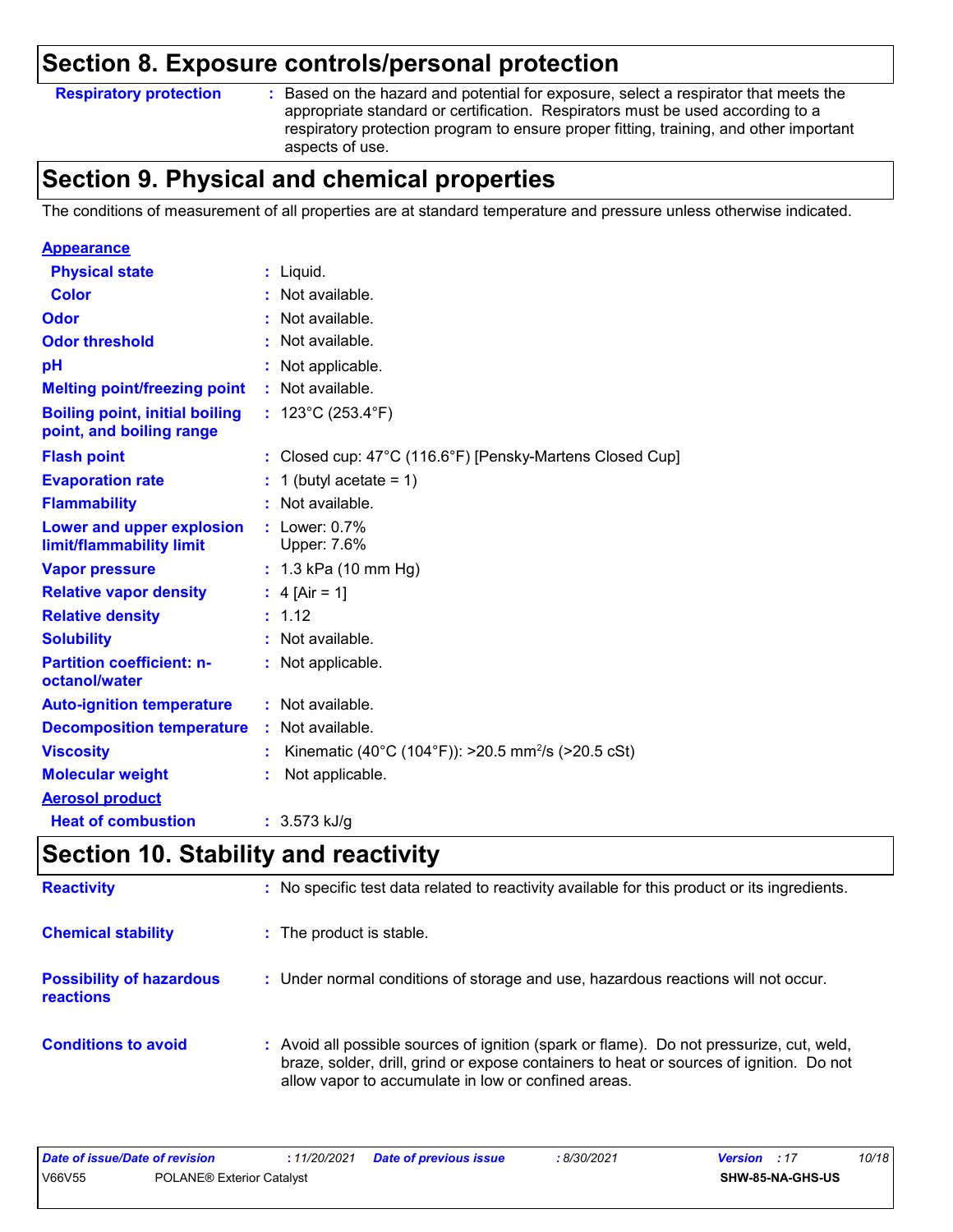## Section 8. Exposure controls/personal protection

| | |
|---|---|
| **Respiratory protection** | : Based on the hazard and potential for exposure, select a respirator that meets the appropriate standard or certification. Respirators must be used according to a respiratory protection program to ensure proper fitting, training, and other important aspects of use. |

## Section 9. Physical and chemical properties

The conditions of measurement of all properties are at standard temperature and pressure unless otherwise indicated.

| | |
|---|---|
| **Appearance** | |
| **Physical state** | : Liquid. |
| **Color** | : Not available. |
| **Odor** | : Not available. |
| **Odor threshold** | : Not available. |
| **pH** | : Not applicable. |
| **Melting point/freezing point** | : Not available. |
| **Boiling point, initial boiling point, and boiling range** | : 123°C (253.4°F) |
| **Flash point** | : Closed cup: 47°C (116.6°F) [Pensky-Martens Closed Cup] |
| **Evaporation rate** | : 1 (butyl acetate = 1) |
| **Flammability** | : Not available. |
| **Lower and upper explosion limit/flammability limit** | : Lower: 0.7% Upper: 7.6% |
| **Vapor pressure** | : 1.3 kPa (10 mm Hg) |
| **Relative vapor density** | : 4 [Air = 1] |
| **Relative density** | : 1.12 |
| **Solubility** | : Not available. |
| **Partition coefficient: n-octanol/water** | : Not applicable. |
| **Auto-ignition temperature** | : Not available. |
| **Decomposition temperature** | : Not available. |
| **Viscosity** | : Kinematic (40°C (104°F)): >20.5 $mm^2/s$ (>20.5 cSt) |
| **Molecular weight** | : Not applicable. |
| **Aerosol product** | |
| **Heat of combustion** | : 3.573 kJ/g |

## Section 10. Stability and reactivity

| | |
|---|---|
| **Reactivity** | : No specific test data related to reactivity available for this product or its ingredients. |
| **Chemical stability** | : The product is stable. |
| **Possibility of hazardous reactions** | : Under normal conditions of storage and use, hazardous reactions will not occur. |
| **Conditions to avoid** | : Avoid all possible sources of ignition (spark or flame). Do not pressurize, cut, weld, braze, solder, drill, grind or expose containers to heat or sources of ignition. Do not allow vapor to accumulate in low or confined areas. |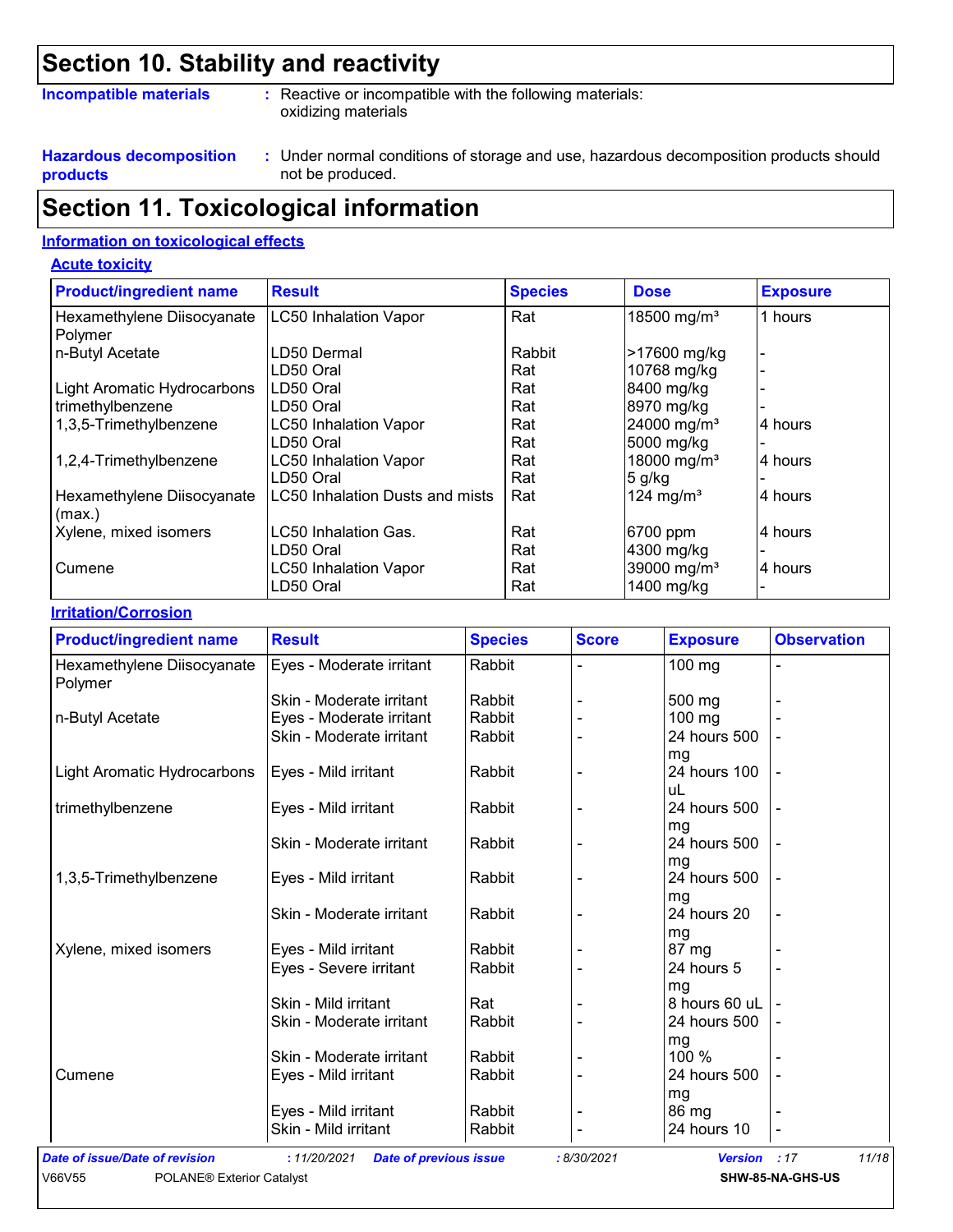## Section 10. Stability and reactivity

**Incompatible materials** : Reactive or incompatible with the following materials: oxidizing materials

**Hazardous decomposition products** : Under normal conditions of storage and use, hazardous decomposition products should not be produced.

## Section 11. Toxicological information

### Information on toxicological effects

#### Acute toxicity

| Product/ingredient name | Result | Species | Dose | Exposure |
|---|---|---|---|---|
| Hexamethylene Diisocyanate Polymer | LC50 Inhalation Vapor | Rat | 18500 mg/m³ | 1 hours |
| n-Butyl Acetate | LD50 Dermal | Rabbit | >17600 mg/kg | - |
| | LD50 Oral | Rat | 10768 mg/kg | - |
| Light Aromatic Hydrocarbons | LD50 Oral | Rat | 8400 mg/kg | - |
| trimethylbenzene | LD50 Oral | Rat | 8970 mg/kg | - |
| 1,3,5-Trimethylbenzene | LC50 Inhalation Vapor | Rat | 24000 mg/m³ | 4 hours |
| | LD50 Oral | Rat | 5000 mg/kg | - |
| 1,2,4-Trimethylbenzene | LC50 Inhalation Vapor | Rat | 18000 mg/m³ | 4 hours |
| | LD50 Oral | Rat | 5 g/kg | - |
| Hexamethylene Diisocyanate (max.) | LC50 Inhalation Dusts and mists | Rat | 124 mg/m³ | 4 hours |
| Xylene, mixed isomers | LC50 Inhalation Gas. | Rat | 6700 ppm | 4 hours |
| | LD50 Oral | Rat | 4300 mg/kg | - |
| Cumene | LC50 Inhalation Vapor | Rat | 39000 mg/m³ | 4 hours |
| | LD50 Oral | Rat | 1400 mg/kg | - |

#### Irritation/Corrosion

| Product/ingredient name | Result | Species | Score | Exposure | Observation |
|---|---|---|---|---|---|
| Hexamethylene Diisocyanate Polymer | Eyes - Moderate irritant | Rabbit | - | 100 mg | - |
| | Skin - Moderate irritant | Rabbit | - | 500 mg | - |
| n-Butyl Acetate | Eyes - Moderate irritant | Rabbit | - | 100 mg | - |
| | Skin - Moderate irritant | Rabbit | - | 24 hours 500 mg | - |
| Light Aromatic Hydrocarbons | Eyes - Mild irritant | Rabbit | - | 24 hours 100 uL | - |
| trimethylbenzene | Eyes - Mild irritant | Rabbit | - | 24 hours 500 mg | - |
| | Skin - Moderate irritant | Rabbit | - | 24 hours 500 mg | - |
| 1,3,5-Trimethylbenzene | Eyes - Mild irritant | Rabbit | - | 24 hours 500 mg | - |
| | Skin - Moderate irritant | Rabbit | - | 24 hours 20 mg | - |
| Xylene, mixed isomers | Eyes - Mild irritant | Rabbit | - | 87 mg | - |
| | Eyes - Severe irritant | Rabbit | - | 24 hours 5 mg | - |
| | Skin - Mild irritant | Rat | - | 8 hours 60 uL | - |
| | Skin - Moderate irritant | Rabbit | - | 24 hours 500 mg | - |
| | Skin - Moderate irritant | Rabbit | - | 100 % | - |
| Cumene | Eyes - Mild irritant | Rabbit | - | 24 hours 500 mg | - |
| | Eyes - Mild irritant | Rabbit | - | 86 mg | - |
| | Skin - Mild irritant | Rabbit | - | 24 hours 10 | - |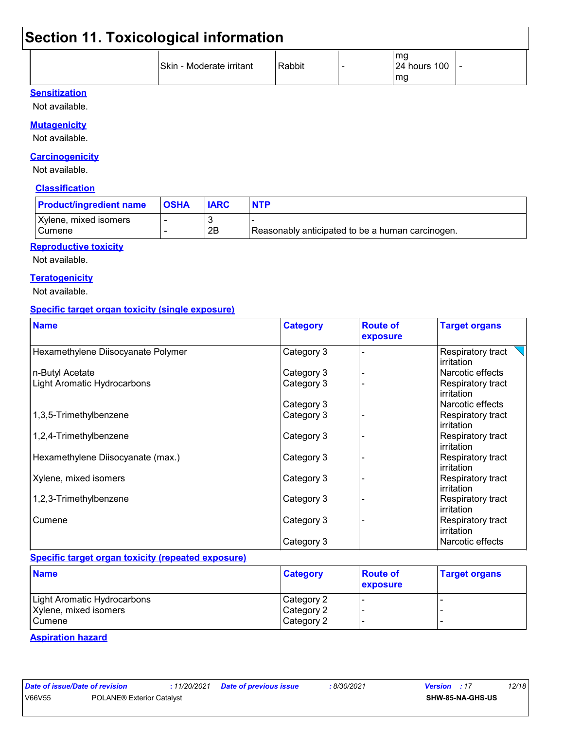## Section 11. Toxicological information

| | | | | | |
|---|---|---|---|---|---|
| | Skin - Moderate irritant | Rabbit | - | mg 24 hours 100 mg | - |

**Sensitization**

Not available.

**Mutagenicity**

Not available.

**Carcinogenicity**

Not available.

**Classification**

| Product/ingredient name | OSHA | IARC | NTP |
|---|---|---|---|
| Xylene, mixed isomers | - | 3 | - |
| Cumene | - | 2B | Reasonably anticipated to be a human carcinogen. |

**Reproductive toxicity**

Not available.

**Teratogenicity**

Not available.

**Specific target organ toxicity (single exposure)**

| Name | Category | Route of exposure | Target organs |
|---|---|---|---|
| Hexamethylene Diisocyanate Polymer | Category 3 | - | Respiratory tract irritation |
| n-Butyl Acetate | Category 3 | - | Narcotic effects |
| Light Aromatic Hydrocarbons | Category 3 | - | Respiratory tract irritation |
| | Category 3 | | Narcotic effects |
| 1,3,5-Trimethylbenzene | Category 3 | - | Respiratory tract irritation |
| 1,2,4-Trimethylbenzene | Category 3 | - | Respiratory tract irritation |
| Hexamethylene Diisocyanate (max.) | Category 3 | - | Respiratory tract irritation |
| Xylene, mixed isomers | Category 3 | - | Respiratory tract irritation |
| 1,2,3-Trimethylbenzene | Category 3 | - | Respiratory tract irritation |
| Cumene | Category 3 | - | Respiratory tract irritation |
| | Category 3 | | Narcotic effects |

**Specific target organ toxicity (repeated exposure)**

| Name | Category | Route of exposure | Target organs |
|---|---|---|---|
| Light Aromatic Hydrocarbons | Category 2 | - | - |
| Xylene, mixed isomers | Category 2 | - | - |
| Cumene | Category 2 | - | - |

**Aspiration hazard**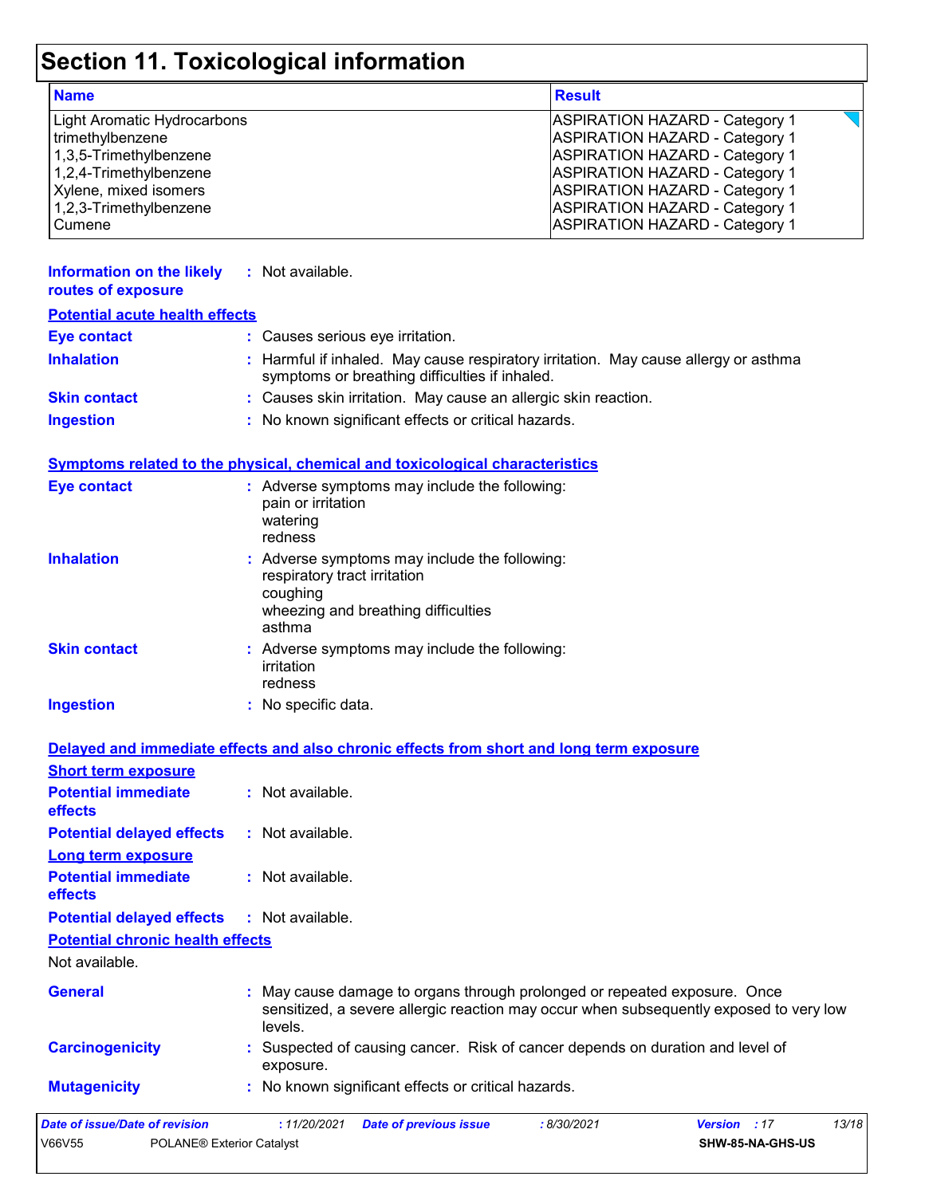# Section 11. Toxicological information

| Name | Result |
|---|---|
| Light Aromatic Hydrocarbons | ASPIRATION HAZARD - Category 1 |
| trimethylbenzene | ASPIRATION HAZARD - Category 1 |
| 1,3,5-Trimethylbenzene | ASPIRATION HAZARD - Category 1 |
| 1,2,4-Trimethylbenzene | ASPIRATION HAZARD - Category 1 |
| Xylene, mixed isomers | ASPIRATION HAZARD - Category 1 |
| 1,2,3-Trimethylbenzene | ASPIRATION HAZARD - Category 1 |
| Cumene | ASPIRATION HAZARD - Category 1 |

**Information on the likely routes of exposure** : Not available.

**Potential acute health effects**

**Eye contact** : Causes serious eye irritation.

**Inhalation** : Harmful if inhaled. May cause respiratory irritation. May cause allergy or asthma symptoms or breathing difficulties if inhaled.

**Skin contact** : Causes skin irritation. May cause an allergic skin reaction.

**Ingestion** : No known significant effects or critical hazards.

**Symptoms related to the physical, chemical and toxicological characteristics**

**Eye contact** : Adverse symptoms may include the following:
pain or irritation
watering
redness

**Inhalation** : Adverse symptoms may include the following:
respiratory tract irritation
coughing
wheezing and breathing difficulties
asthma

**Skin contact** : Adverse symptoms may include the following:
irritation
redness

**Ingestion** : No specific data.

**Delayed and immediate effects and also chronic effects from short and long term exposure**

**Short term exposure**

**Potential immediate effects** : Not available.

**Potential delayed effects** : Not available.

**Long term exposure**

**Potential immediate effects** : Not available.

**Potential delayed effects** : Not available.

**Potential chronic health effects**

Not available.

**General** : May cause damage to organs through prolonged or repeated exposure. Once sensitized, a severe allergic reaction may occur when subsequently exposed to very low levels.

**Carcinogenicity** : Suspected of causing cancer. Risk of cancer depends on duration and level of exposure.

**Mutagenicity** : No known significant effects or critical hazards.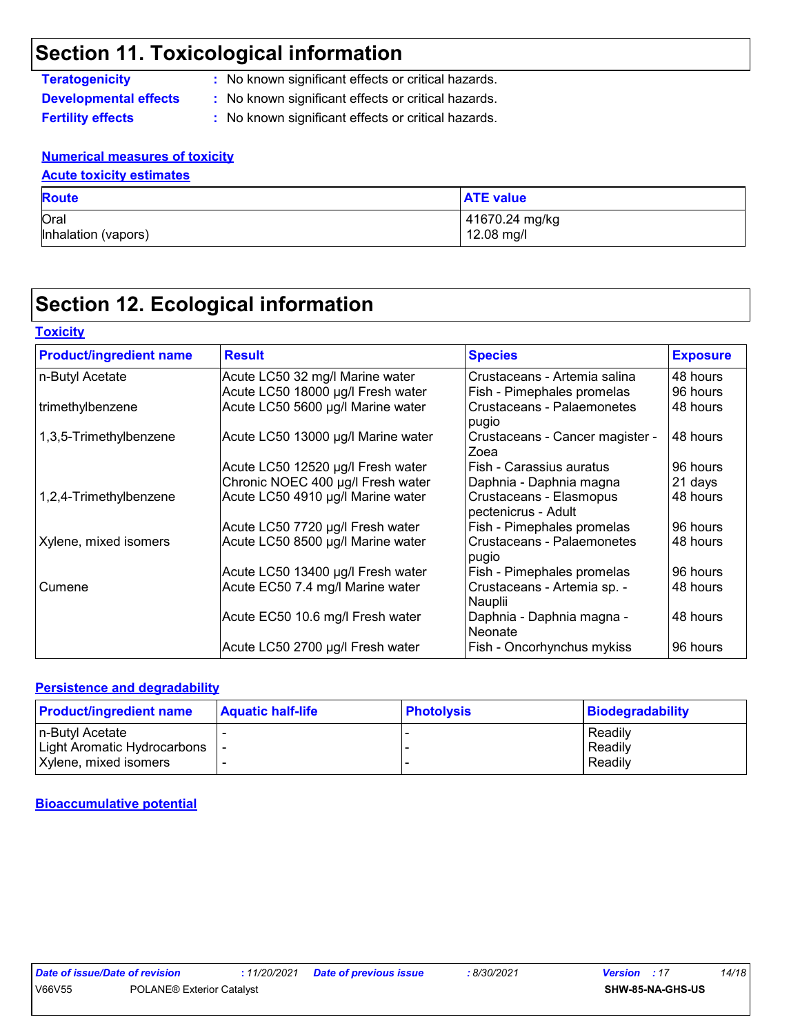## Section 11. Toxicological information

**Teratogenicity** : No known significant effects or critical hazards.

**Developmental effects** : No known significant effects or critical hazards.

**Fertility effects** : No known significant effects or critical hazards.

**Numerical measures of toxicity**

**Acute toxicity estimates**

| Route | ATE value |
|---|---|
| Oral | 41670.24 mg/kg |
| Inhalation (vapors) | 12.08 mg/l |

## Section 12. Ecological information

**Toxicity**

| Product/ingredient name | Result | Species | Exposure |
|---|---|---|---|
| n-Butyl Acetate | Acute LC50 32 mg/l Marine water | Crustaceans - Artemia salina | 48 hours |
| | Acute LC50 18000 µg/l Fresh water | Fish - Pimephales promelas | 96 hours |
| trimethylbenzene | Acute LC50 5600 µg/l Marine water | Crustaceans - Palaemonetes pugio | 48 hours |
| 1,3,5-Trimethylbenzene | Acute LC50 13000 µg/l Marine water | Crustaceans - Cancer magister - Zoea | 48 hours |
| | Acute LC50 12520 µg/l Fresh water | Fish - Carassius auratus | 96 hours |
| | Chronic NOEC 400 µg/l Fresh water | Daphnia - Daphnia magna | 21 days |
| 1,2,4-Trimethylbenzene | Acute LC50 4910 µg/l Marine water | Crustaceans - Elasmopus pectenicrus - Adult | 48 hours |
| | Acute LC50 7720 µg/l Fresh water | Fish - Pimephales promelas | 96 hours |
| Xylene, mixed isomers | Acute LC50 8500 µg/l Marine water | Crustaceans - Palaemonetes pugio | 48 hours |
| | Acute LC50 13400 µg/l Fresh water | Fish - Pimephales promelas | 96 hours |
| Cumene | Acute EC50 7.4 mg/l Marine water | Crustaceans - Artemia sp. - Nauplii | 48 hours |
| | Acute EC50 10.6 mg/l Fresh water | Daphnia - Daphnia magna - Neonate | 48 hours |
| | Acute LC50 2700 µg/l Fresh water | Fish - Oncorhynchus mykiss | 96 hours |

**Persistence and degradability**

| Product/ingredient name | Aquatic half-life | Photolysis | Biodegradability |
|---|---|---|---|
| n-Butyl Acetate | - | - | Readily |
| Light Aromatic Hydrocarbons | - | - | Readily |
| Xylene, mixed isomers | - | - | Readily |

**Bioaccumulative potential**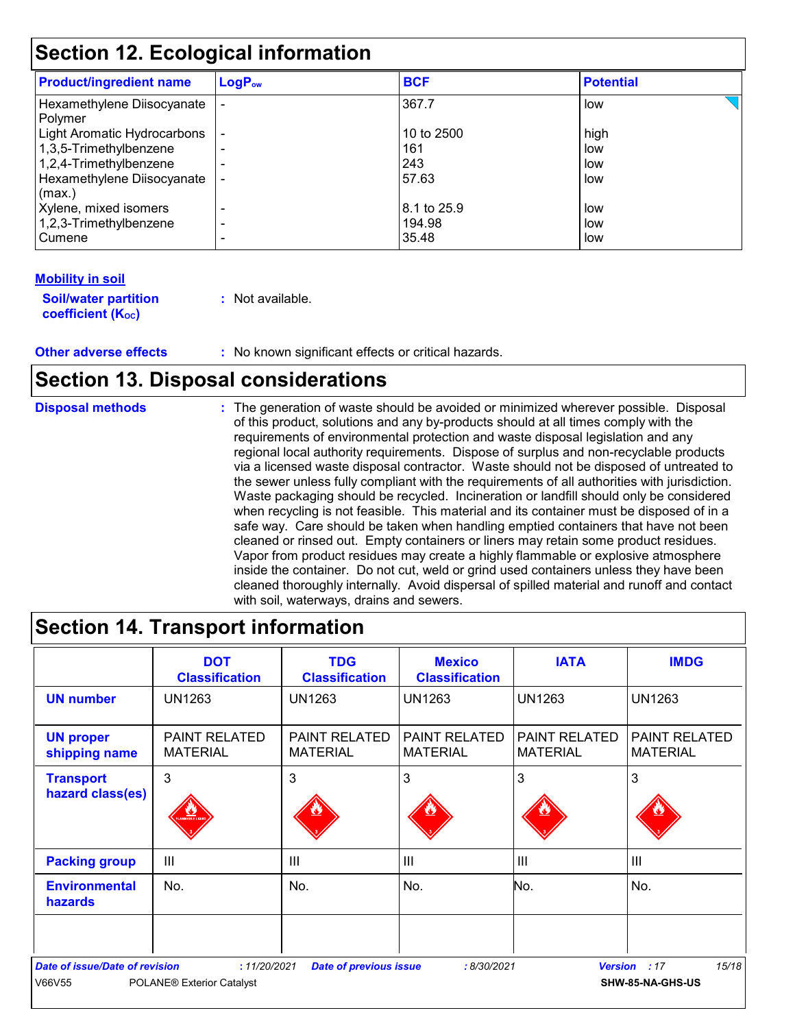## Section 12. Ecological information

| Product/ingredient name | $LogP_{ow}$ | BCF | Potential |
|---|---|---|---|
| Hexamethylene Diisocyanate Polymer | - | 367.7 | low |
| Light Aromatic Hydrocarbons | - | 10 to 2500 | high |
| 1,3,5-Trimethylbenzene | - | 161 | low |
| 1,2,4-Trimethylbenzene | - | 243 | low |
| Hexamethylene Diisocyanate (max.) | - | 57.63 | low |
| Xylene, mixed isomers | - | 8.1 to 25.9 | low |
| 1,2,3-Trimethylbenzene | - | 194.98 | low |
| Cumene | - | 35.48 | low |

**Mobility in soil**

**Soil/water partition coefficient ($K_{OC}$)** : Not available.

**Other adverse effects** : No known significant effects or critical hazards.

## Section 13. Disposal considerations

**Disposal methods** : The generation of waste should be avoided or minimized wherever possible. Disposal of this product, solutions and any by-products should at all times comply with the requirements of environmental protection and waste disposal legislation and any regional local authority requirements. Dispose of surplus and non-recyclable products via a licensed waste disposal contractor. Waste should not be disposed of untreated to the sewer unless fully compliant with the requirements of all authorities with jurisdiction. Waste packaging should be recycled. Incineration or landfill should only be considered when recycling is not feasible. This material and its container must be disposed of in a safe way. Care should be taken when handling emptied containers that have not been cleaned or rinsed out. Empty containers or liners may retain some product residues. Vapor from product residues may create a highly flammable or explosive atmosphere inside the container. Do not cut, weld or grind used containers unless they have been cleaned thoroughly internally. Avoid dispersal of spilled material and runoff and contact with soil, waterways, drains and sewers.

## Section 14. Transport information

| | DOT Classification | TDG Classification | Mexico Classification | IATA | IMDG |
|---|---|---|---|---|---|
| **UN number** | UN1263 | UN1263 | UN1263 | UN1263 | UN1263 |
| **UN proper shipping name** | PAINT RELATED MATERIAL | PAINT RELATED MATERIAL | PAINT RELATED MATERIAL | PAINT RELATED MATERIAL | PAINT RELATED MATERIAL |
| **Transport hazard class(es)** | 3 | 3 | 3 | 3 | 3 |
| **Packing group** | III | III | III | III | III |
| **Environmental hazards** | No. | No. | No. | No. | No. |
| | | | | | |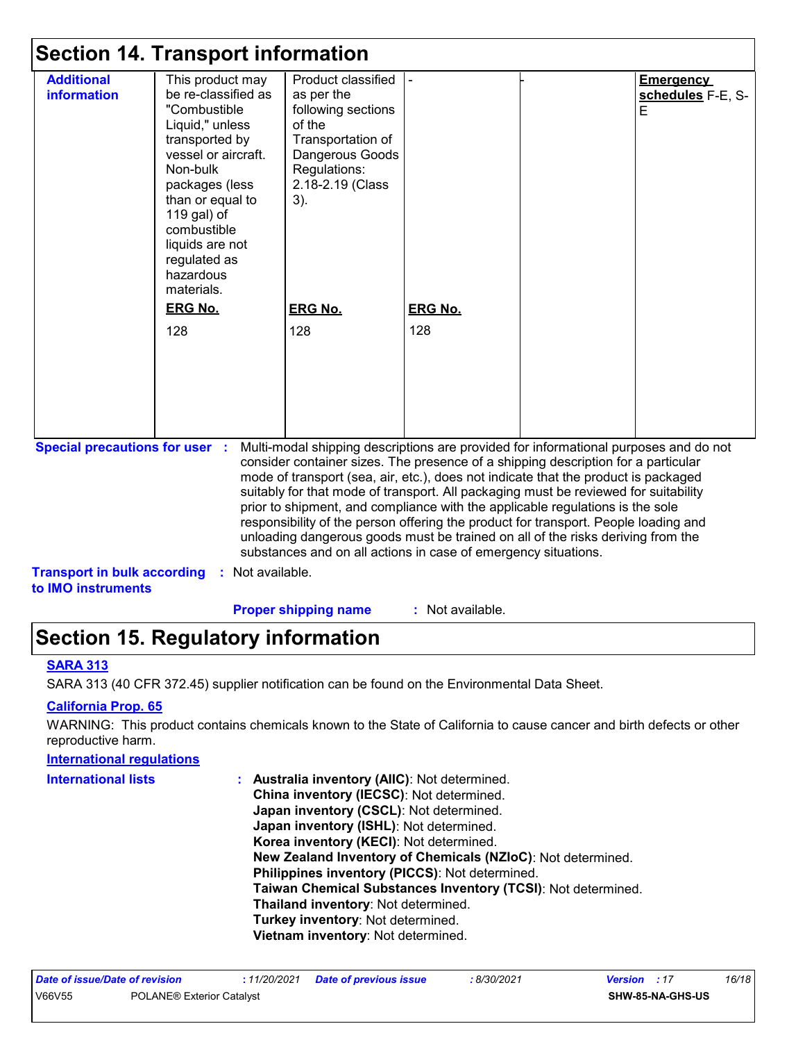## Section 14. Transport information

| | | | | | |
|---|---|---|---|---|---|
| **Additional information** | This product may be re-classified as "Combustible Liquid," unless transported by vessel or aircraft. Non-bulk packages (less than or equal to 119 gal) of combustible liquids are not regulated as hazardous materials.<br><br>**ERG No.**<br>128 | Product classified as per the following sections of the Transportation of Dangerous Goods Regulations: 2.18-2.19 (Class 3).<br><br>**ERG No.**<br>128 | -<br><br>**ERG No.**<br>128 | - | **Emergency schedules** F-E, S-E |

**Special precautions for user** : Multi-modal shipping descriptions are provided for informational purposes and do not consider container sizes. The presence of a shipping description for a particular mode of transport (sea, air, etc.), does not indicate that the product is packaged suitably for that mode of transport. All packaging must be reviewed for suitability prior to shipment, and compliance with the applicable regulations is the sole responsibility of the person offering the product for transport. People loading and unloading dangerous goods must be trained on all of the risks deriving from the substances and on all actions in case of emergency situations.

**Transport in bulk according to IMO instruments** : Not available.

**Proper shipping name** : Not available.

## Section 15. Regulatory information

**SARA 313**

SARA 313 (40 CFR 372.45) supplier notification can be found on the Environmental Data Sheet.

**California Prop. 65**

WARNING: This product contains chemicals known to the State of California to cause cancer and birth defects or other reproductive harm.

**International regulations**

**International lists** :
- **Australia inventory (AIIC)**: Not determined.
- **China inventory (IECSC)**: Not determined.
- **Japan inventory (CSCL)**: Not determined.
- **Japan inventory (ISHL)**: Not determined.
- **Korea inventory (KECI)**: Not determined.
- **New Zealand Inventory of Chemicals (NZIoC)**: Not determined.
- **Philippines inventory (PICCS)**: Not determined.
- **Taiwan Chemical Substances Inventory (TCSI)**: Not determined.
- **Thailand inventory**: Not determined.
- **Turkey inventory**: Not determined.
- **Vietnam inventory**: Not determined.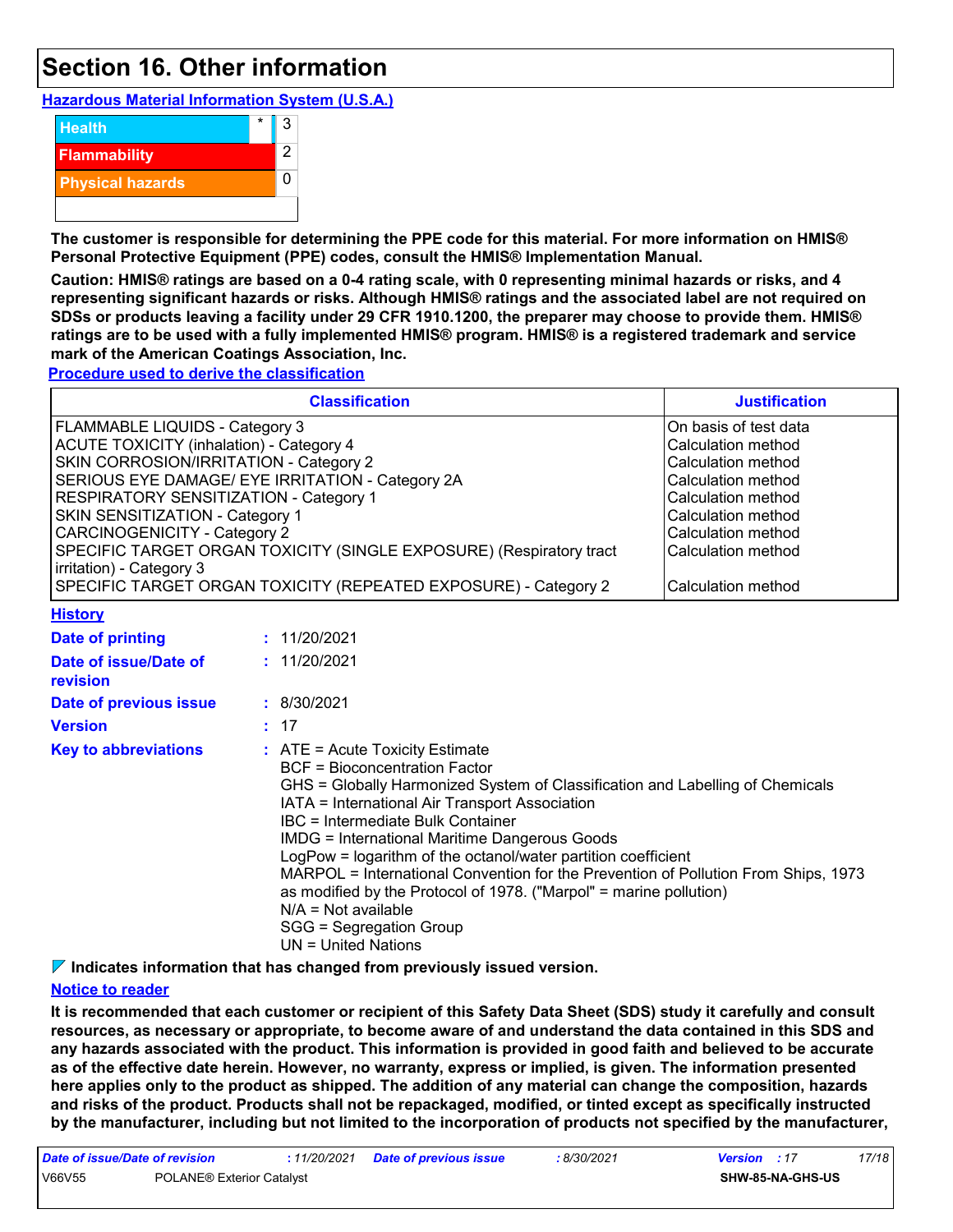## Section 16. Other information

**Hazardous Material Information System (U.S.A.)**

| | | |
|---|---|---|
| Health | * | 3 |
| Flammability | | 2 |
| Physical hazards | | 0 |

**The customer is responsible for determining the PPE code for this material. For more information on HMIS® Personal Protective Equipment (PPE) codes, consult the HMIS® Implementation Manual.**

**Caution: HMIS® ratings are based on a 0-4 rating scale, with 0 representing minimal hazards or risks, and 4 representing significant hazards or risks. Although HMIS® ratings and the associated label are not required on SDSs or products leaving a facility under 29 CFR 1910.1200, the preparer may choose to provide them. HMIS® ratings are to be used with a fully implemented HMIS® program. HMIS® is a registered trademark and service mark of the American Coatings Association, Inc.**

**Procedure used to derive the classification**

| Classification | Justification |
|---|---|
| FLAMMABLE LIQUIDS - Category 3 | On basis of test data |
| ACUTE TOXICITY (inhalation) - Category 4 | Calculation method |
| SKIN CORROSION/IRRITATION - Category 2 | Calculation method |
| SERIOUS EYE DAMAGE/ EYE IRRITATION - Category 2A | Calculation method |
| RESPIRATORY SENSITIZATION - Category 1 | Calculation method |
| SKIN SENSITIZATION - Category 1 | Calculation method |
| CARCINOGENICITY - Category 2 | Calculation method |
| SPECIFIC TARGET ORGAN TOXICITY (SINGLE EXPOSURE) (Respiratory tract irritation) - Category 3 | Calculation method |
| SPECIFIC TARGET ORGAN TOXICITY (REPEATED EXPOSURE) - Category 2 | Calculation method |

**History**

**Date of printing** : 11/20/2021

**Date of issue/Date of revision** : 11/20/2021

**Date of previous issue** : 8/30/2021

**Version** : 17

**Key to abbreviations** : ATE = Acute Toxicity Estimate
BCF = Bioconcentration Factor
GHS = Globally Harmonized System of Classification and Labelling of Chemicals
IATA = International Air Transport Association
IBC = Intermediate Bulk Container
IMDG = International Maritime Dangerous Goods
LogPow = logarithm of the octanol/water partition coefficient
MARPOL = International Convention for the Prevention of Pollution From Ships, 1973 as modified by the Protocol of 1978. ("Marpol" = marine pollution)
N/A = Not available
SGG = Segregation Group
UN = United Nations

◤ **Indicates information that has changed from previously issued version.**

**Notice to reader**

**It is recommended that each customer or recipient of this Safety Data Sheet (SDS) study it carefully and consult resources, as necessary or appropriate, to become aware of and understand the data contained in this SDS and any hazards associated with the product. This information is provided in good faith and believed to be accurate as of the effective date herein. However, no warranty, express or implied, is given. The information presented here applies only to the product as shipped. The addition of any material can change the composition, hazards and risks of the product. Products shall not be repackaged, modified, or tinted except as specifically instructed by the manufacturer, including but not limited to the incorporation of products not specified by the manufacturer,**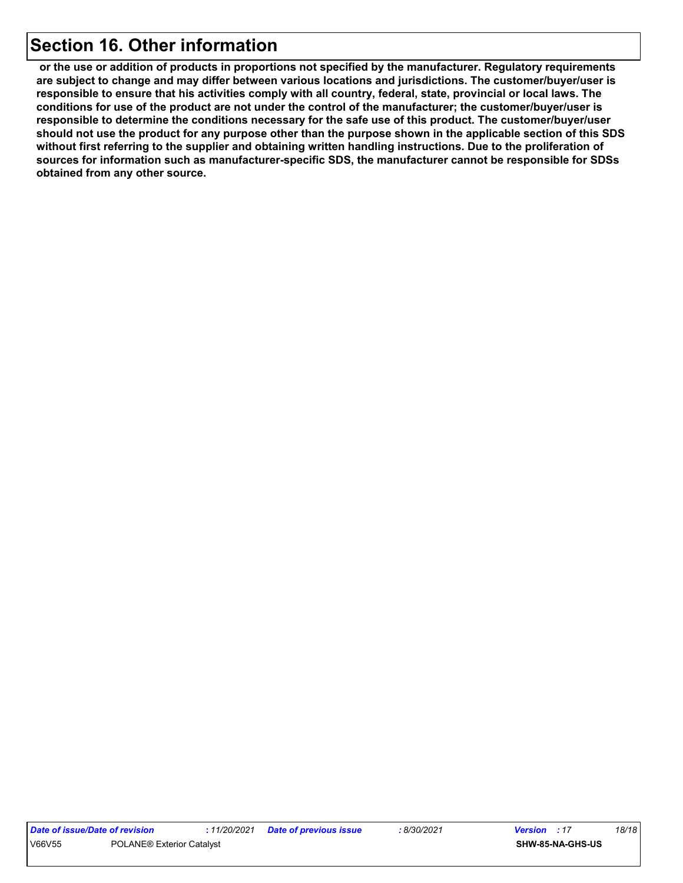## Section 16. Other information

**or the use or addition of products in proportions not specified by the manufacturer. Regulatory requirements are subject to change and may differ between various locations and jurisdictions. The customer/buyer/user is responsible to ensure that his activities comply with all country, federal, state, provincial or local laws. The conditions for use of the product are not under the control of the manufacturer; the customer/buyer/user is responsible to determine the conditions necessary for the safe use of this product. The customer/buyer/user should not use the product for any purpose other than the purpose shown in the applicable section of this SDS without first referring to the supplier and obtaining written handling instructions. Due to the proliferation of sources for information such as manufacturer-specific SDS, the manufacturer cannot be responsible for SDSs obtained from any other source.**